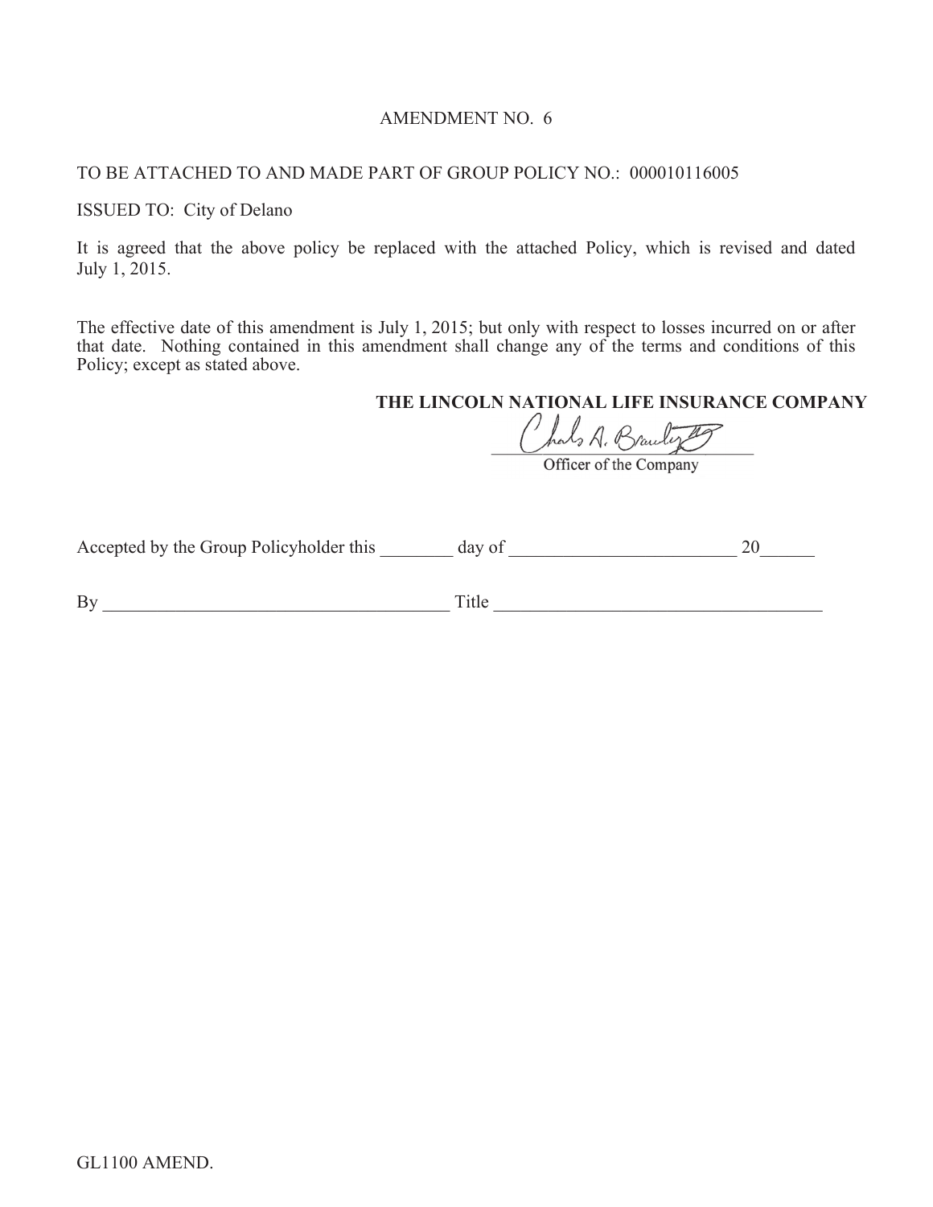# AMENDMENT NO. 6

TO BE ATTACHED TO AND MADE PART OF GROUP POLICY NO.: 000010116005

ISSUED TO: City of Delano

It is agreed that the above policy be replaced with the attached Policy, which is revised and dated July 1, 2015.

The effective date of this amendment is July 1, 2015; but only with respect to losses incurred on or after that date. Nothing contained in this amendment shall change any of the terms and conditions of this Policy; except as stated above.

**THE LINCOLN NATIONAL LIFE INSURANCE COMPANY**

Officer of the Company

Accepted by the Group Policyholder this ________ day of _________________________ 20______

By ______________________________________ Title ____________________________________

GL1100 AMEND.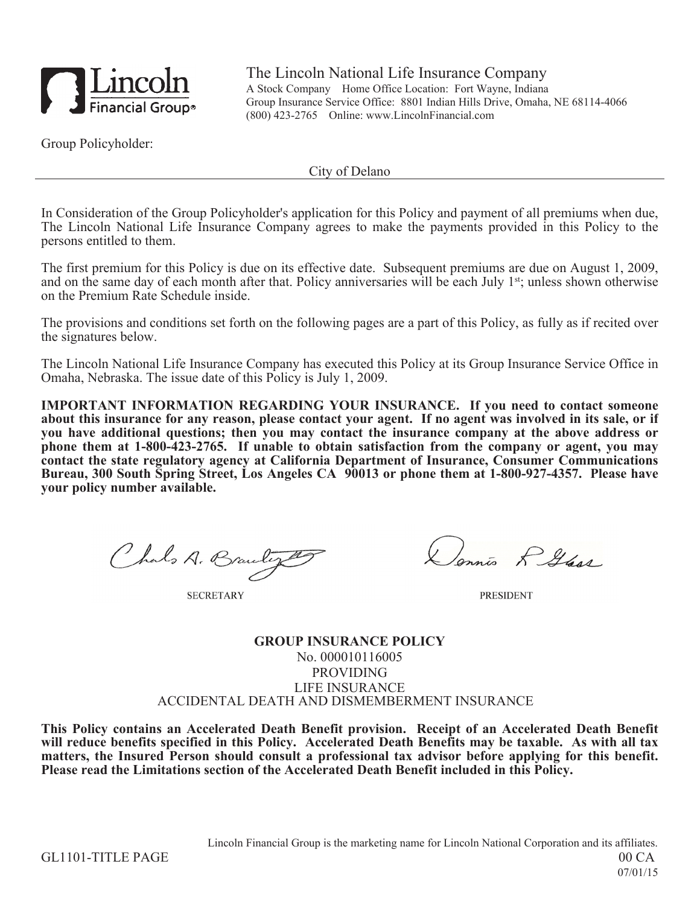The Lincoln National Life Insurance Company
A Stock Company Home Office Location: Fort Wayne, Indiana
Group Insurance Service Office: 8801 Indian Hills Drive, Omaha, NE 68114-4066
(800) 423-2765 Online: www.LincolnFinancial.com

Group Policyholder:

City of Delano

In Consideration of the Group Policyholder's application for this Policy and payment of all premiums when due, The Lincoln National Life Insurance Company agrees to make the payments provided in this Policy to the persons entitled to them.

The first premium for this Policy is due on its effective date. Subsequent premiums are due on August 1, 2009, and on the same day of each month after that. Policy anniversaries will be each July 1st; unless shown otherwise on the Premium Rate Schedule inside.

The provisions and conditions set forth on the following pages are a part of this Policy, as fully as if recited over the signatures below.

The Lincoln National Life Insurance Company has executed this Policy at its Group Insurance Service Office in Omaha, Nebraska. The issue date of this Policy is July 1, 2009.

**IMPORTANT INFORMATION REGARDING YOUR INSURANCE. If you need to contact someone about this insurance for any reason, please contact your agent. If no agent was involved in its sale, or if you have additional questions; then you may contact the insurance company at the above address or phone them at 1-800-423-2765. If unable to obtain satisfaction from the company or agent, you may contact the state regulatory agency at California Department of Insurance, Consumer Communications Bureau, 300 South Spring Street, Los Angeles CA 90013 or phone them at 1-800-927-4357. Please have your policy number available.**

SECRETARY

PRESIDENT

**GROUP INSURANCE POLICY**

No. 000010116005

PROVIDING

LIFE INSURANCE

ACCIDENTAL DEATH AND DISMEMBERMENT INSURANCE

**This Policy contains an Accelerated Death Benefit provision. Receipt of an Accelerated Death Benefit will reduce benefits specified in this Policy. Accelerated Death Benefits may be taxable. As with all tax matters, the Insured Person should consult a professional tax advisor before applying for this benefit. Please read the Limitations section of the Accelerated Death Benefit included in this Policy.**

Lincoln Financial Group is the marketing name for Lincoln National Corporation and its affiliates.

GL1101-TITLE PAGE 00 CA
07/01/15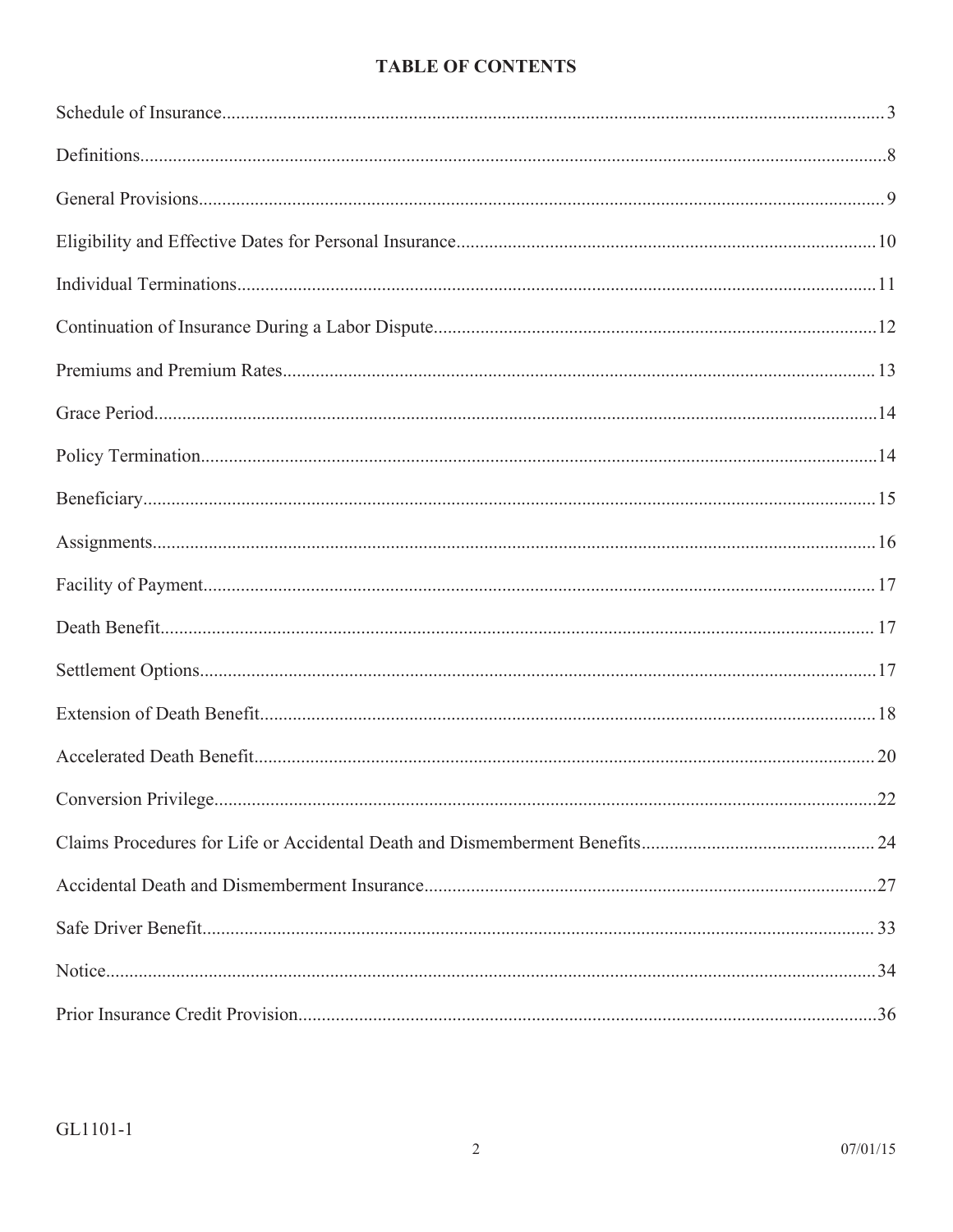# TABLE OF CONTENTS

| Section | Page |
|---|---|
| Schedule of Insurance | 3 |
| Definitions | 8 |
| General Provisions | 9 |
| Eligibility and Effective Dates for Personal Insurance | 10 |
| Individual Terminations | 11 |
| Continuation of Insurance During a Labor Dispute | 12 |
| Premiums and Premium Rates | 13 |
| Grace Period | 14 |
| Policy Termination | 14 |
| Beneficiary | 15 |
| Assignments | 16 |
| Facility of Payment | 17 |
| Death Benefit | 17 |
| Settlement Options | 17 |
| Extension of Death Benefit | 18 |
| Accelerated Death Benefit | 20 |
| Conversion Privilege | 22 |
| Claims Procedures for Life or Accidental Death and Dismemberment Benefits | 24 |
| Accidental Death and Dismemberment Insurance | 27 |
| Safe Driver Benefit | 33 |
| Notice | 34 |
| Prior Insurance Credit Provision | 36 |

GL1101-1

07/01/15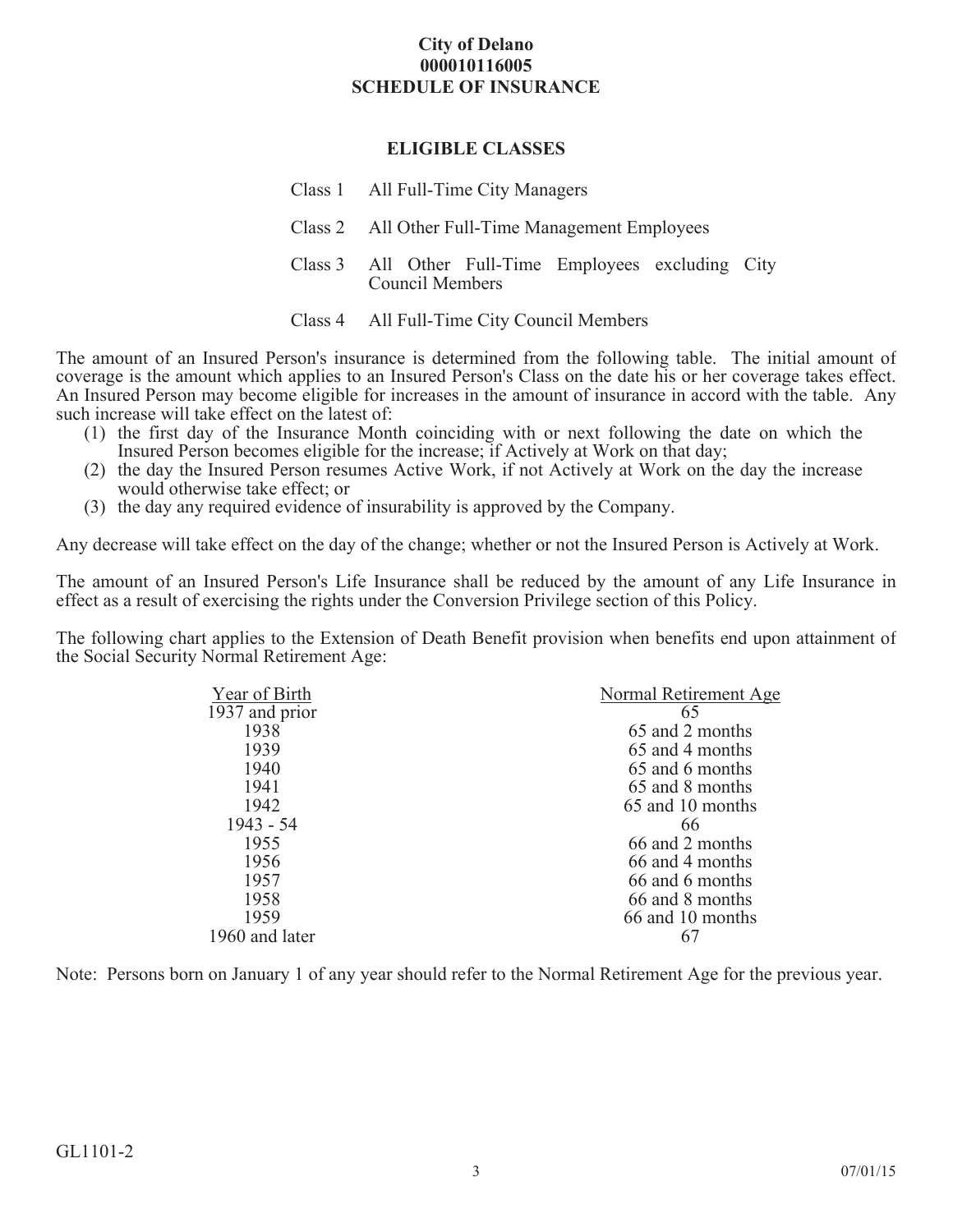**City of Delano**
**000010116005**
**SCHEDULE OF INSURANCE**

## ELIGIBLE CLASSES

| | |
|---|---|
| Class 1 | All Full-Time City Managers |
| Class 2 | All Other Full-Time Management Employees |
| Class 3 | All Other Full-Time Employees excluding City Council Members |
| Class 4 | All Full-Time City Council Members |

The amount of an Insured Person's insurance is determined from the following table. The initial amount of coverage is the amount which applies to an Insured Person's Class on the date his or her coverage takes effect. An Insured Person may become eligible for increases in the amount of insurance in accord with the table. Any such increase will take effect on the latest of:

(1) the first day of the Insurance Month coinciding with or next following the date on which the Insured Person becomes eligible for the increase; if Actively at Work on that day;
(2) the day the Insured Person resumes Active Work, if not Actively at Work on the day the increase would otherwise take effect; or
(3) the day any required evidence of insurability is approved by the Company.

Any decrease will take effect on the day of the change; whether or not the Insured Person is Actively at Work.

The amount of an Insured Person's Life Insurance shall be reduced by the amount of any Life Insurance in effect as a result of exercising the rights under the Conversion Privilege section of this Policy.

The following chart applies to the Extension of Death Benefit provision when benefits end upon attainment of the Social Security Normal Retirement Age:

| Year of Birth | Normal Retirement Age |
|---|---|
| 1937 and prior | 65 |
| 1938 | 65 and 2 months |
| 1939 | 65 and 4 months |
| 1940 | 65 and 6 months |
| 1941 | 65 and 8 months |
| 1942 | 65 and 10 months |
| 1943 - 54 | 66 |
| 1955 | 66 and 2 months |
| 1956 | 66 and 4 months |
| 1957 | 66 and 6 months |
| 1958 | 66 and 8 months |
| 1959 | 66 and 10 months |
| 1960 and later | 67 |

Note: Persons born on January 1 of any year should refer to the Normal Retirement Age for the previous year.

GL1101-2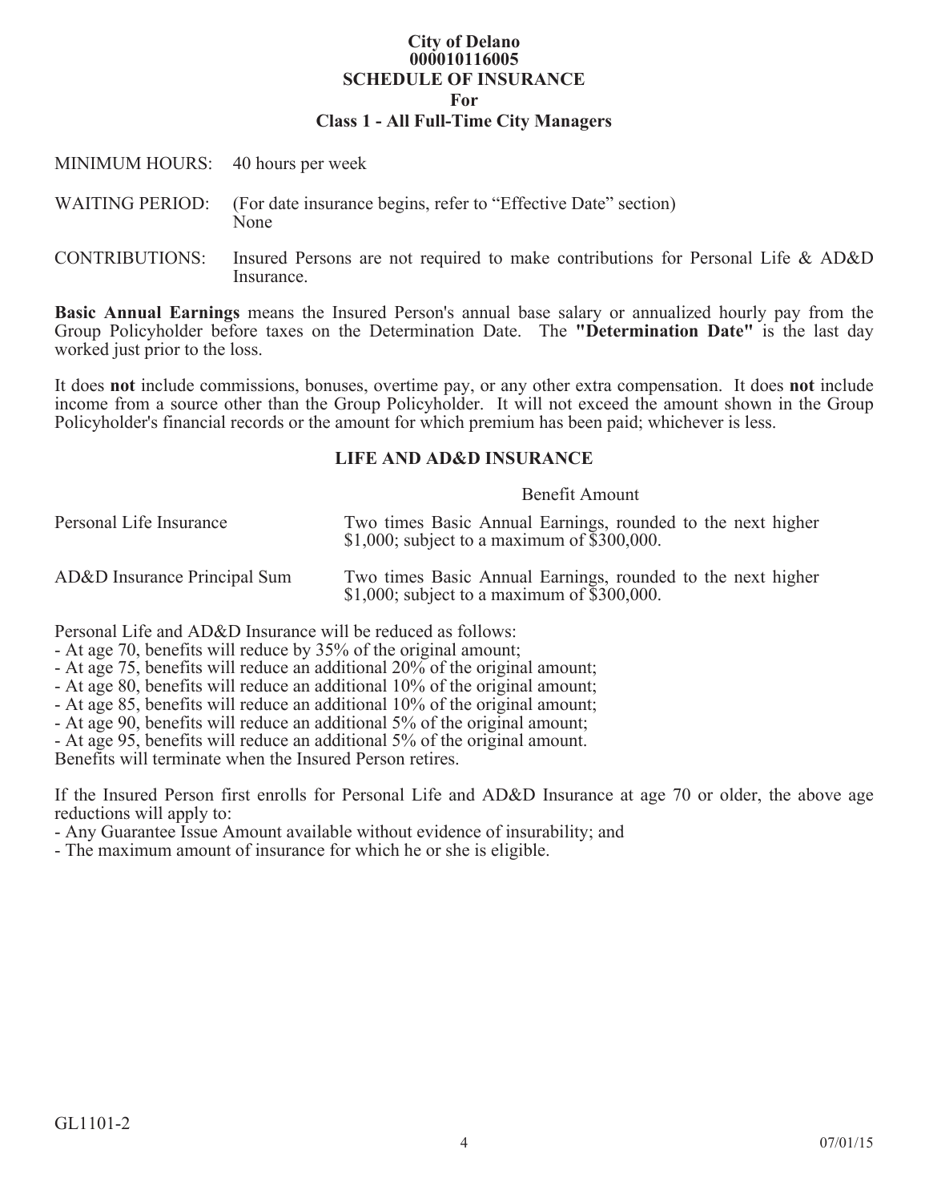**City of Delano**
**000010116005**
**SCHEDULE OF INSURANCE**
**For**
**Class 1 - All Full-Time City Managers**

MINIMUM HOURS: 40 hours per week

WAITING PERIOD: (For date insurance begins, refer to "Effective Date" section)
None

CONTRIBUTIONS: Insured Persons are not required to make contributions for Personal Life & AD&D Insurance.

**Basic Annual Earnings** means the Insured Person's annual base salary or annualized hourly pay from the Group Policyholder before taxes on the Determination Date. The **"Determination Date"** is the last day worked just prior to the loss.

It does **not** include commissions, bonuses, overtime pay, or any other extra compensation. It does **not** include income from a source other than the Group Policyholder. It will not exceed the amount shown in the Group Policyholder's financial records or the amount for which premium has been paid; whichever is less.

## LIFE AND AD&D INSURANCE

| | Benefit Amount |
|---|---|
| Personal Life Insurance | Two times Basic Annual Earnings, rounded to the next higher $1,000; subject to a maximum of $300,000. |
| AD&D Insurance Principal Sum | Two times Basic Annual Earnings, rounded to the next higher $1,000; subject to a maximum of $300,000. |

Personal Life and AD&D Insurance will be reduced as follows:
- At age 70, benefits will reduce by 35% of the original amount;
- At age 75, benefits will reduce an additional 20% of the original amount;
- At age 80, benefits will reduce an additional 10% of the original amount;
- At age 85, benefits will reduce an additional 10% of the original amount;
- At age 90, benefits will reduce an additional 5% of the original amount;
- At age 95, benefits will reduce an additional 5% of the original amount.

Benefits will terminate when the Insured Person retires.

If the Insured Person first enrolls for Personal Life and AD&D Insurance at age 70 or older, the above age reductions will apply to:
- Any Guarantee Issue Amount available without evidence of insurability; and
- The maximum amount of insurance for which he or she is eligible.

GL1101-2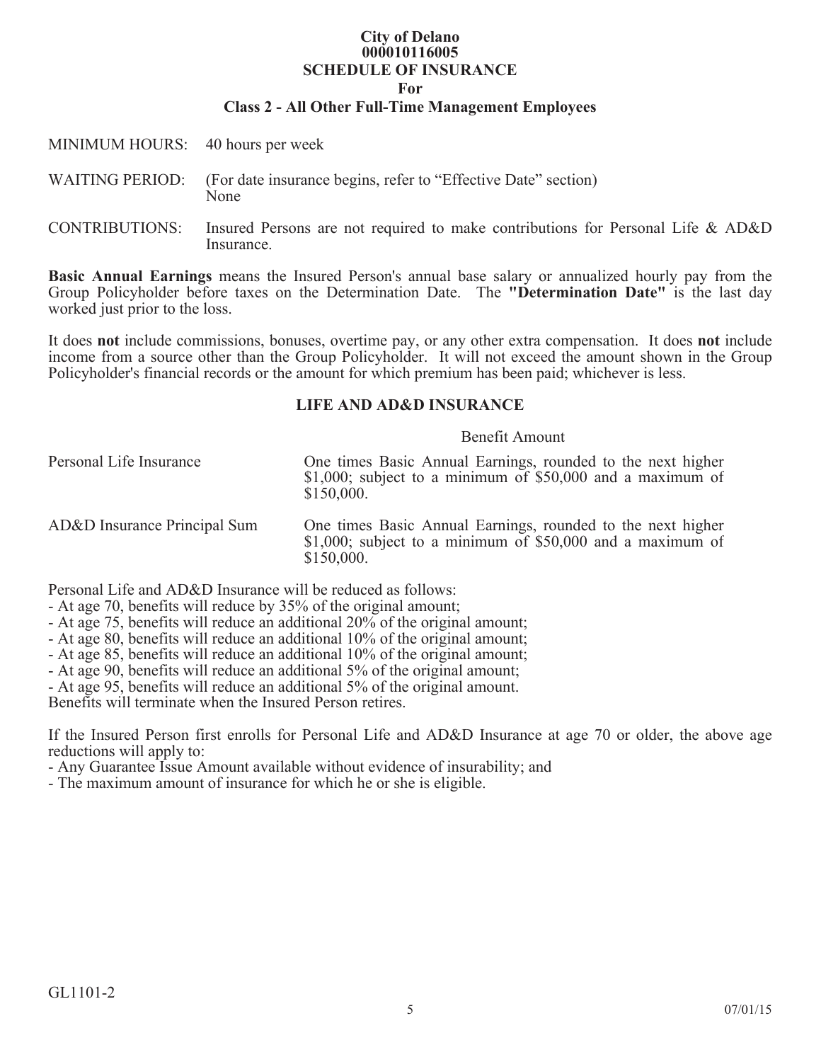**City of Delano**
**000010116005**
**SCHEDULE OF INSURANCE**
**For**
**Class 2 - All Other Full-Time Management Employees**

| | |
|---|---|
| MINIMUM HOURS: | 40 hours per week |
| WAITING PERIOD: | (For date insurance begins, refer to "Effective Date" section) None |
| CONTRIBUTIONS: | Insured Persons are not required to make contributions for Personal Life & AD&D Insurance. |

**Basic Annual Earnings** means the Insured Person's annual base salary or annualized hourly pay from the Group Policyholder before taxes on the Determination Date. The **"Determination Date"** is the last day worked just prior to the loss.

It does **not** include commissions, bonuses, overtime pay, or any other extra compensation. It does **not** include income from a source other than the Group Policyholder. It will not exceed the amount shown in the Group Policyholder's financial records or the amount for which premium has been paid; whichever is less.

## LIFE AND AD&D INSURANCE

| | Benefit Amount |
|---|---|
| Personal Life Insurance | One times Basic Annual Earnings, rounded to the next higher $1,000; subject to a minimum of $50,000 and a maximum of $150,000. |
| AD&D Insurance Principal Sum | One times Basic Annual Earnings, rounded to the next higher $1,000; subject to a minimum of $50,000 and a maximum of $150,000. |

Personal Life and AD&D Insurance will be reduced as follows:
- At age 70, benefits will reduce by 35% of the original amount;
- At age 75, benefits will reduce an additional 20% of the original amount;
- At age 80, benefits will reduce an additional 10% of the original amount;
- At age 85, benefits will reduce an additional 10% of the original amount;
- At age 90, benefits will reduce an additional 5% of the original amount;
- At age 95, benefits will reduce an additional 5% of the original amount.

Benefits will terminate when the Insured Person retires.

If the Insured Person first enrolls for Personal Life and AD&D Insurance at age 70 or older, the above age reductions will apply to:
- Any Guarantee Issue Amount available without evidence of insurability; and
- The maximum amount of insurance for which he or she is eligible.

GL1101-2

07/01/15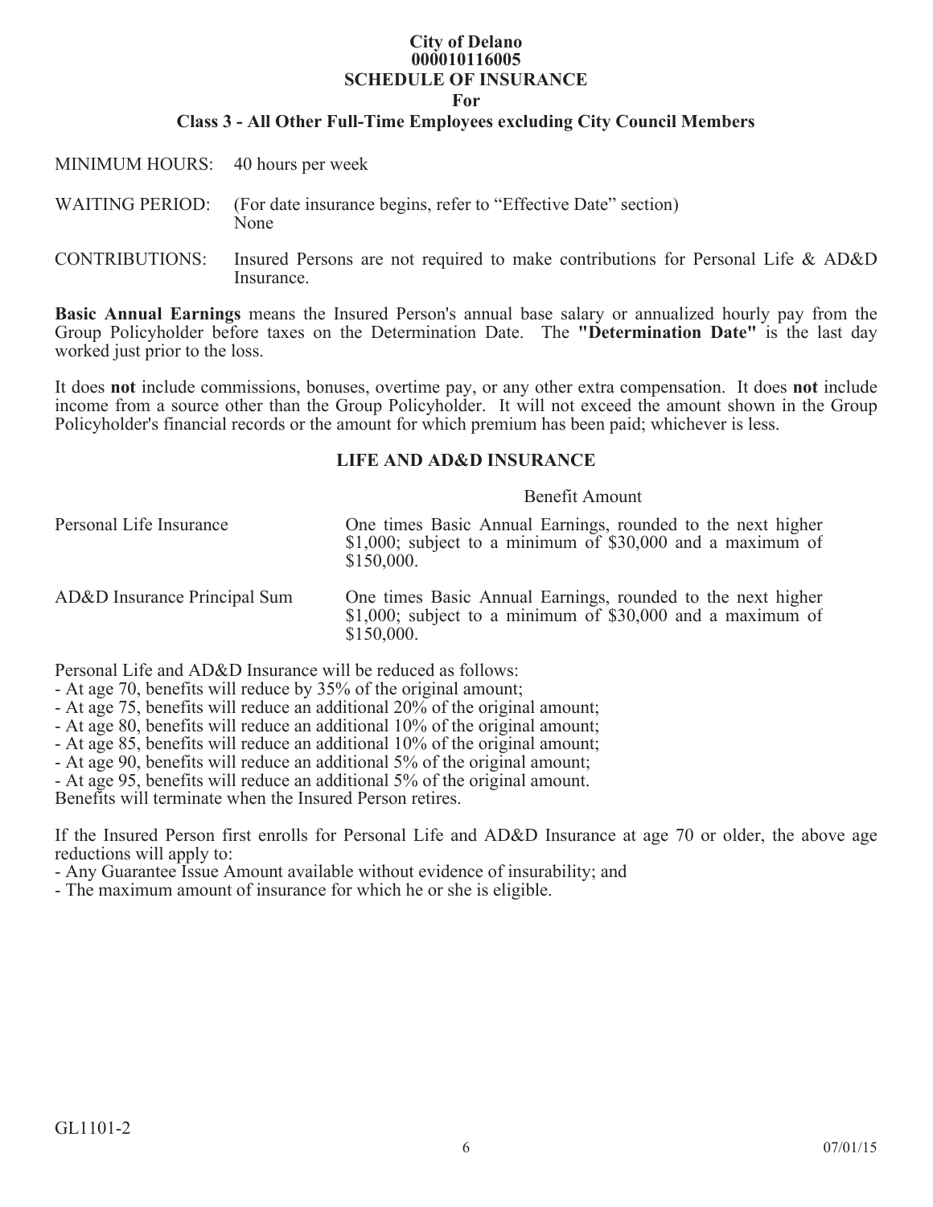# City of Delano
## 000010116005
## SCHEDULE OF INSURANCE
## For
## Class 3 - All Other Full-Time Employees excluding City Council Members

| | |
|---|---|
| MINIMUM HOURS: | 40 hours per week |
| WAITING PERIOD: | (For date insurance begins, refer to "Effective Date" section) None |
| CONTRIBUTIONS: | Insured Persons are not required to make contributions for Personal Life & AD&D Insurance. |

**Basic Annual Earnings** means the Insured Person's annual base salary or annualized hourly pay from the Group Policyholder before taxes on the Determination Date. The **"Determination Date"** is the last day worked just prior to the loss.

It does **not** include commissions, bonuses, overtime pay, or any other extra compensation. It does **not** include income from a source other than the Group Policyholder. It will not exceed the amount shown in the Group Policyholder's financial records or the amount for which premium has been paid; whichever is less.

### LIFE AND AD&D INSURANCE

| | Benefit Amount |
|---|---|
| Personal Life Insurance | One times Basic Annual Earnings, rounded to the next higher \$1,000; subject to a minimum of \$30,000 and a maximum of \$150,000. |
| AD&D Insurance Principal Sum | One times Basic Annual Earnings, rounded to the next higher \$1,000; subject to a minimum of \$30,000 and a maximum of \$150,000. |

Personal Life and AD&D Insurance will be reduced as follows:
- At age 70, benefits will reduce by 35% of the original amount;
- At age 75, benefits will reduce an additional 20% of the original amount;
- At age 80, benefits will reduce an additional 10% of the original amount;
- At age 85, benefits will reduce an additional 10% of the original amount;
- At age 90, benefits will reduce an additional 5% of the original amount;
- At age 95, benefits will reduce an additional 5% of the original amount.

Benefits will terminate when the Insured Person retires.

If the Insured Person first enrolls for Personal Life and AD&D Insurance at age 70 or older, the above age reductions will apply to:
- Any Guarantee Issue Amount available without evidence of insurability; and
- The maximum amount of insurance for which he or she is eligible.

GL1101-2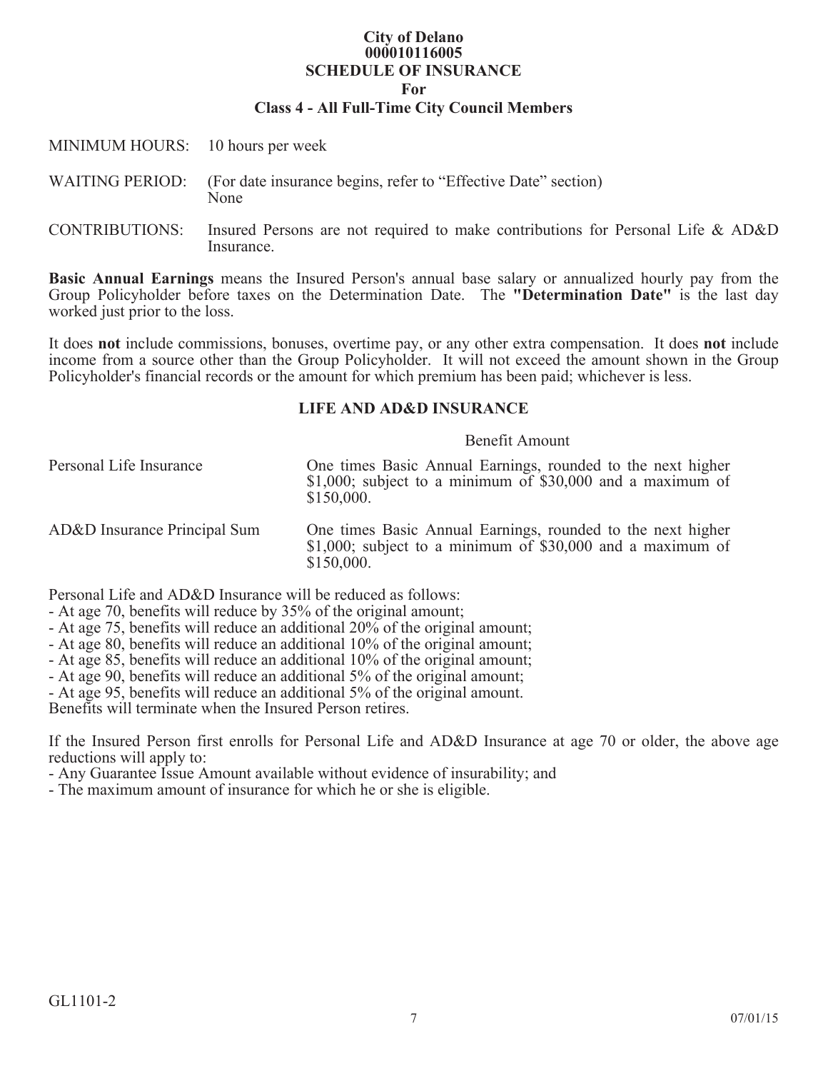# City of Delano
## 000010116005
## SCHEDULE OF INSURANCE
## For
## Class 4 - All Full-Time City Council Members

MINIMUM HOURS: 10 hours per week

WAITING PERIOD: (For date insurance begins, refer to "Effective Date" section) None

CONTRIBUTIONS: Insured Persons are not required to make contributions for Personal Life & AD&D Insurance.

**Basic Annual Earnings** means the Insured Person's annual base salary or annualized hourly pay from the Group Policyholder before taxes on the Determination Date. The **"Determination Date"** is the last day worked just prior to the loss.

It does **not** include commissions, bonuses, overtime pay, or any other extra compensation. It does **not** include income from a source other than the Group Policyholder. It will not exceed the amount shown in the Group Policyholder's financial records or the amount for which premium has been paid; whichever is less.

### LIFE AND AD&D INSURANCE

| | Benefit Amount |
|---|---|
| Personal Life Insurance | One times Basic Annual Earnings, rounded to the next higher $1,000; subject to a minimum of $30,000 and a maximum of $150,000. |
| AD&D Insurance Principal Sum | One times Basic Annual Earnings, rounded to the next higher $1,000; subject to a minimum of $30,000 and a maximum of $150,000. |

Personal Life and AD&D Insurance will be reduced as follows:
- At age 70, benefits will reduce by 35% of the original amount;
- At age 75, benefits will reduce an additional 20% of the original amount;
- At age 80, benefits will reduce an additional 10% of the original amount;
- At age 85, benefits will reduce an additional 10% of the original amount;
- At age 90, benefits will reduce an additional 5% of the original amount;
- At age 95, benefits will reduce an additional 5% of the original amount.

Benefits will terminate when the Insured Person retires.

If the Insured Person first enrolls for Personal Life and AD&D Insurance at age 70 or older, the above age reductions will apply to:
- Any Guarantee Issue Amount available without evidence of insurability; and
- The maximum amount of insurance for which he or she is eligible.

GL1101-2

07/01/15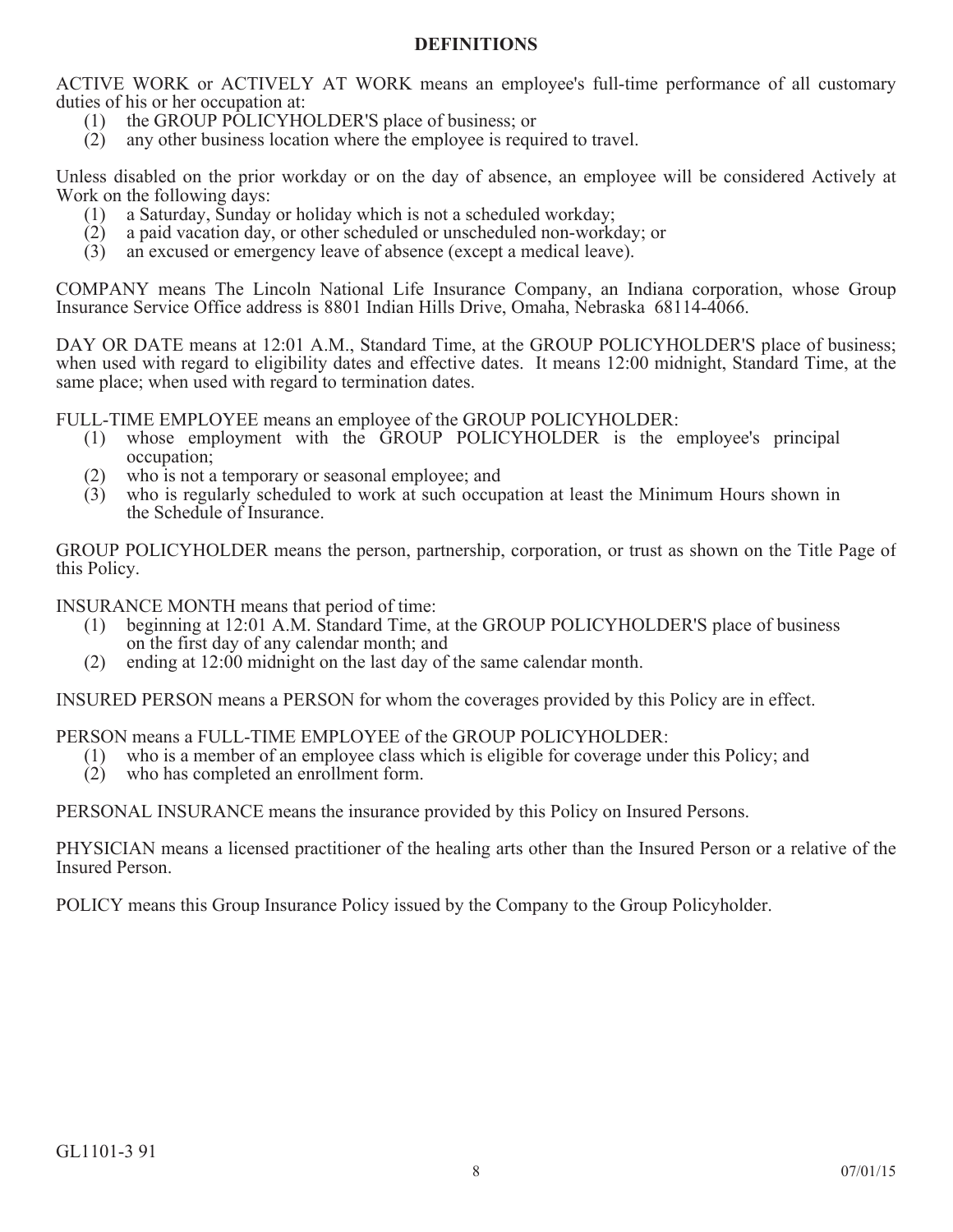## DEFINITIONS

ACTIVE WORK or ACTIVELY AT WORK means an employee's full-time performance of all customary duties of his or her occupation at:

(1) the GROUP POLICYHOLDER'S place of business; or
(2) any other business location where the employee is required to travel.

Unless disabled on the prior workday or on the day of absence, an employee will be considered Actively at Work on the following days:

(1) a Saturday, Sunday or holiday which is not a scheduled workday;
(2) a paid vacation day, or other scheduled or unscheduled non-workday; or
(3) an excused or emergency leave of absence (except a medical leave).

COMPANY means The Lincoln National Life Insurance Company, an Indiana corporation, whose Group Insurance Service Office address is 8801 Indian Hills Drive, Omaha, Nebraska 68114-4066.

DAY OR DATE means at 12:01 A.M., Standard Time, at the GROUP POLICYHOLDER'S place of business; when used with regard to eligibility dates and effective dates. It means 12:00 midnight, Standard Time, at the same place; when used with regard to termination dates.

FULL-TIME EMPLOYEE means an employee of the GROUP POLICYHOLDER:

(1) whose employment with the GROUP POLICYHOLDER is the employee's principal occupation;
(2) who is not a temporary or seasonal employee; and
(3) who is regularly scheduled to work at such occupation at least the Minimum Hours shown in the Schedule of Insurance.

GROUP POLICYHOLDER means the person, partnership, corporation, or trust as shown on the Title Page of this Policy.

INSURANCE MONTH means that period of time:

(1) beginning at 12:01 A.M. Standard Time, at the GROUP POLICYHOLDER'S place of business on the first day of any calendar month; and
(2) ending at 12:00 midnight on the last day of the same calendar month.

INSURED PERSON means a PERSON for whom the coverages provided by this Policy are in effect.

PERSON means a FULL-TIME EMPLOYEE of the GROUP POLICYHOLDER:

(1) who is a member of an employee class which is eligible for coverage under this Policy; and
(2) who has completed an enrollment form.

PERSONAL INSURANCE means the insurance provided by this Policy on Insured Persons.

PHYSICIAN means a licensed practitioner of the healing arts other than the Insured Person or a relative of the Insured Person.

POLICY means this Group Insurance Policy issued by the Company to the Group Policyholder.

GL1101-3 91

07/01/15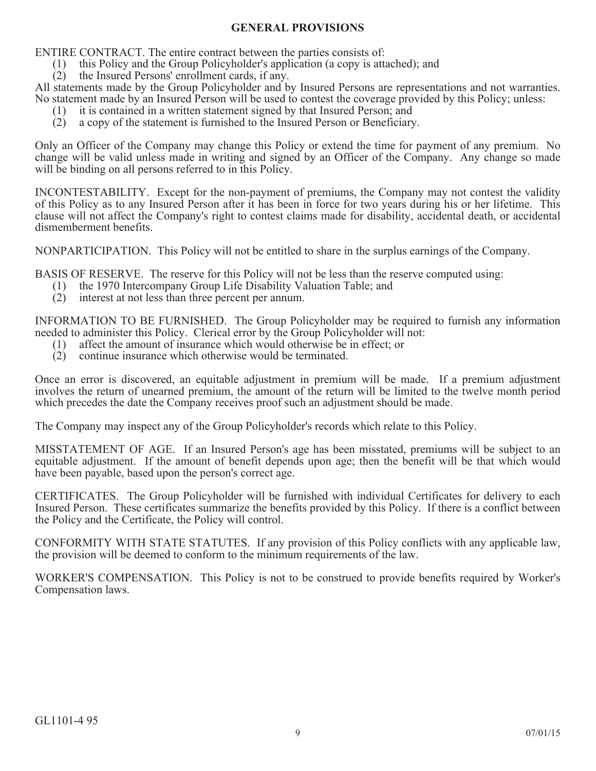## GENERAL PROVISIONS

ENTIRE CONTRACT. The entire contract between the parties consists of:

(1) this Policy and the Group Policyholder's application (a copy is attached); and
(2) the Insured Persons' enrollment cards, if any.

All statements made by the Group Policyholder and by Insured Persons are representations and not warranties. No statement made by an Insured Person will be used to contest the coverage provided by this Policy; unless:

(1) it is contained in a written statement signed by that Insured Person; and
(2) a copy of the statement is furnished to the Insured Person or Beneficiary.

Only an Officer of the Company may change this Policy or extend the time for payment of any premium. No change will be valid unless made in writing and signed by an Officer of the Company. Any change so made will be binding on all persons referred to in this Policy.

INCONTESTABILITY. Except for the non-payment of premiums, the Company may not contest the validity of this Policy as to any Insured Person after it has been in force for two years during his or her lifetime. This clause will not affect the Company's right to contest claims made for disability, accidental death, or accidental dismemberment benefits.

NONPARTICIPATION. This Policy will not be entitled to share in the surplus earnings of the Company.

BASIS OF RESERVE. The reserve for this Policy will not be less than the reserve computed using:

(1) the 1970 Intercompany Group Life Disability Valuation Table; and
(2) interest at not less than three percent per annum.

INFORMATION TO BE FURNISHED. The Group Policyholder may be required to furnish any information needed to administer this Policy. Clerical error by the Group Policyholder will not:

(1) affect the amount of insurance which would otherwise be in effect; or
(2) continue insurance which otherwise would be terminated.

Once an error is discovered, an equitable adjustment in premium will be made. If a premium adjustment involves the return of unearned premium, the amount of the return will be limited to the twelve month period which precedes the date the Company receives proof such an adjustment should be made.

The Company may inspect any of the Group Policyholder's records which relate to this Policy.

MISSTATEMENT OF AGE. If an Insured Person's age has been misstated, premiums will be subject to an equitable adjustment. If the amount of benefit depends upon age; then the benefit will be that which would have been payable, based upon the person's correct age.

CERTIFICATES. The Group Policyholder will be furnished with individual Certificates for delivery to each Insured Person. These certificates summarize the benefits provided by this Policy. If there is a conflict between the Policy and the Certificate, the Policy will control.

CONFORMITY WITH STATE STATUTES. If any provision of this Policy conflicts with any applicable law, the provision will be deemed to conform to the minimum requirements of the law.

WORKER'S COMPENSATION. This Policy is not to be construed to provide benefits required by Worker's Compensation laws.

GL1101-4 95

07/01/15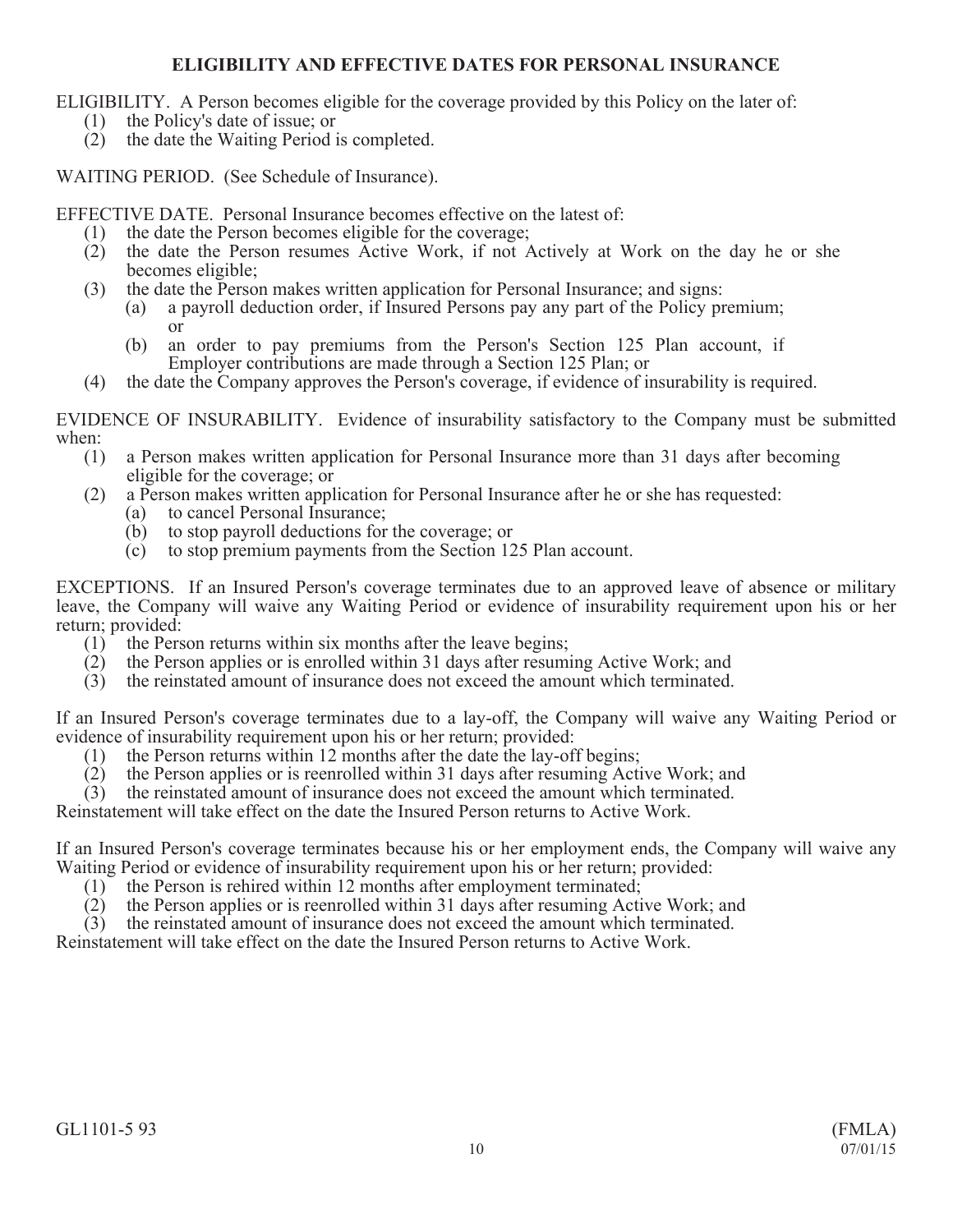# ELIGIBILITY AND EFFECTIVE DATES FOR PERSONAL INSURANCE

ELIGIBILITY. A Person becomes eligible for the coverage provided by this Policy on the later of:

(1) the Policy's date of issue; or
(2) the date the Waiting Period is completed.

WAITING PERIOD. (See Schedule of Insurance).

EFFECTIVE DATE. Personal Insurance becomes effective on the latest of:

(1) the date the Person becomes eligible for the coverage;
(2) the date the Person resumes Active Work, if not Actively at Work on the day he or she becomes eligible;
(3) the date the Person makes written application for Personal Insurance; and signs:
   (a) a payroll deduction order, if Insured Persons pay any part of the Policy premium; or
   (b) an order to pay premiums from the Person's Section 125 Plan account, if Employer contributions are made through a Section 125 Plan; or
(4) the date the Company approves the Person's coverage, if evidence of insurability is required.

EVIDENCE OF INSURABILITY. Evidence of insurability satisfactory to the Company must be submitted when:

(1) a Person makes written application for Personal Insurance more than 31 days after becoming eligible for the coverage; or
(2) a Person makes written application for Personal Insurance after he or she has requested:
   (a) to cancel Personal Insurance;
   (b) to stop payroll deductions for the coverage; or
   (c) to stop premium payments from the Section 125 Plan account.

EXCEPTIONS. If an Insured Person's coverage terminates due to an approved leave of absence or military leave, the Company will waive any Waiting Period or evidence of insurability requirement upon his or her return; provided:

(1) the Person returns within six months after the leave begins;
(2) the Person applies or is enrolled within 31 days after resuming Active Work; and
(3) the reinstated amount of insurance does not exceed the amount which terminated.

If an Insured Person's coverage terminates due to a lay-off, the Company will waive any Waiting Period or evidence of insurability requirement upon his or her return; provided:

(1) the Person returns within 12 months after the date the lay-off begins;
(2) the Person applies or is reenrolled within 31 days after resuming Active Work; and
(3) the reinstated amount of insurance does not exceed the amount which terminated.

Reinstatement will take effect on the date the Insured Person returns to Active Work.

If an Insured Person's coverage terminates because his or her employment ends, the Company will waive any Waiting Period or evidence of insurability requirement upon his or her return; provided:

(1) the Person is rehired within 12 months after employment terminated;
(2) the Person applies or is reenrolled within 31 days after resuming Active Work; and
(3) the reinstated amount of insurance does not exceed the amount which terminated.

Reinstatement will take effect on the date the Insured Person returns to Active Work.

GL1101-5 93 (FMLA) 07/01/15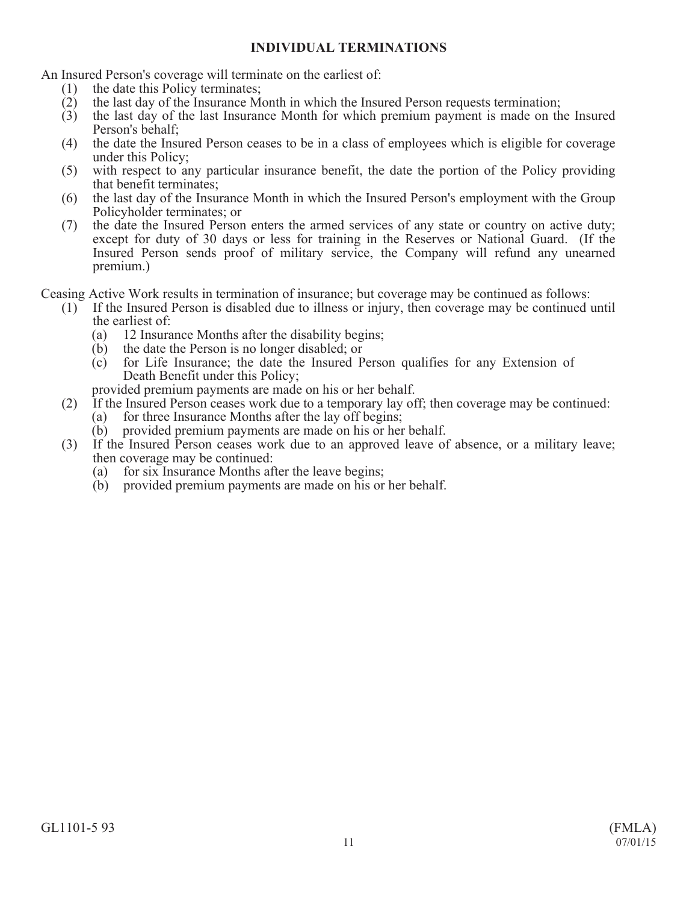## INDIVIDUAL TERMINATIONS

An Insured Person's coverage will terminate on the earliest of:

(1) the date this Policy terminates;
(2) the last day of the Insurance Month in which the Insured Person requests termination;
(3) the last day of the last Insurance Month for which premium payment is made on the Insured Person's behalf;
(4) the date the Insured Person ceases to be in a class of employees which is eligible for coverage under this Policy;
(5) with respect to any particular insurance benefit, the date the portion of the Policy providing that benefit terminates;
(6) the last day of the Insurance Month in which the Insured Person's employment with the Group Policyholder terminates; or
(7) the date the Insured Person enters the armed services of any state or country on active duty; except for duty of 30 days or less for training in the Reserves or National Guard. (If the Insured Person sends proof of military service, the Company will refund any unearned premium.)

Ceasing Active Work results in termination of insurance; but coverage may be continued as follows:

(1) If the Insured Person is disabled due to illness or injury, then coverage may be continued until the earliest of:
   (a) 12 Insurance Months after the disability begins;
   (b) the date the Person is no longer disabled; or
   (c) for Life Insurance; the date the Insured Person qualifies for any Extension of Death Benefit under this Policy;

   provided premium payments are made on his or her behalf.
(2) If the Insured Person ceases work due to a temporary lay off; then coverage may be continued:
   (a) for three Insurance Months after the lay off begins;
   (b) provided premium payments are made on his or her behalf.
(3) If the Insured Person ceases work due to an approved leave of absence, or a military leave; then coverage may be continued:
   (a) for six Insurance Months after the leave begins;
   (b) provided premium payments are made on his or her behalf.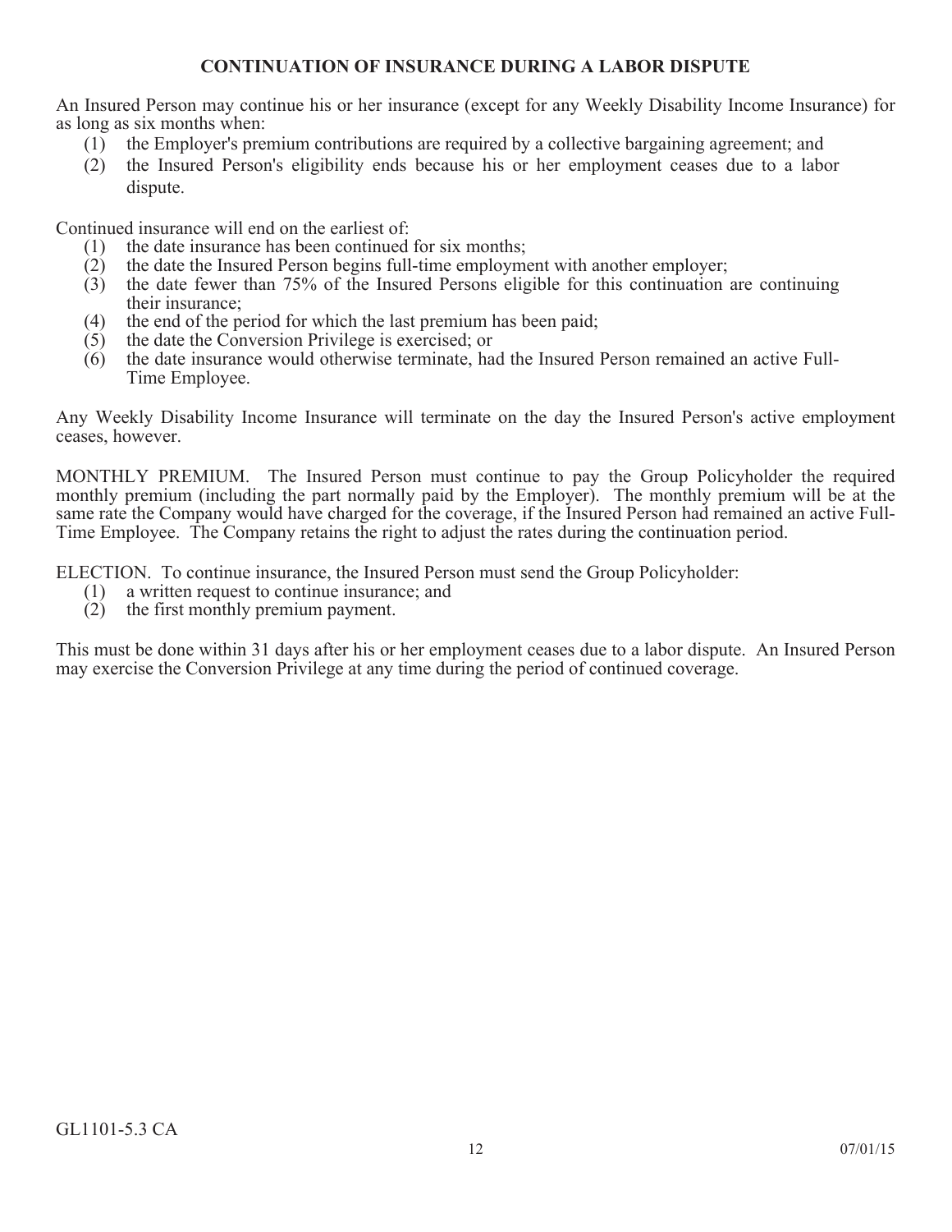## CONTINUATION OF INSURANCE DURING A LABOR DISPUTE

An Insured Person may continue his or her insurance (except for any Weekly Disability Income Insurance) for as long as six months when:

(1) the Employer's premium contributions are required by a collective bargaining agreement; and
(2) the Insured Person's eligibility ends because his or her employment ceases due to a labor dispute.

Continued insurance will end on the earliest of:

(1) the date insurance has been continued for six months;
(2) the date the Insured Person begins full-time employment with another employer;
(3) the date fewer than 75% of the Insured Persons eligible for this continuation are continuing their insurance;
(4) the end of the period for which the last premium has been paid;
(5) the date the Conversion Privilege is exercised; or
(6) the date insurance would otherwise terminate, had the Insured Person remained an active Full-Time Employee.

Any Weekly Disability Income Insurance will terminate on the day the Insured Person's active employment ceases, however.

MONTHLY PREMIUM. The Insured Person must continue to pay the Group Policyholder the required monthly premium (including the part normally paid by the Employer). The monthly premium will be at the same rate the Company would have charged for the coverage, if the Insured Person had remained an active Full-Time Employee. The Company retains the right to adjust the rates during the continuation period.

ELECTION. To continue insurance, the Insured Person must send the Group Policyholder:

(1) a written request to continue insurance; and
(2) the first monthly premium payment.

This must be done within 31 days after his or her employment ceases due to a labor dispute. An Insured Person may exercise the Conversion Privilege at any time during the period of continued coverage.

GL1101-5.3 CA

07/01/15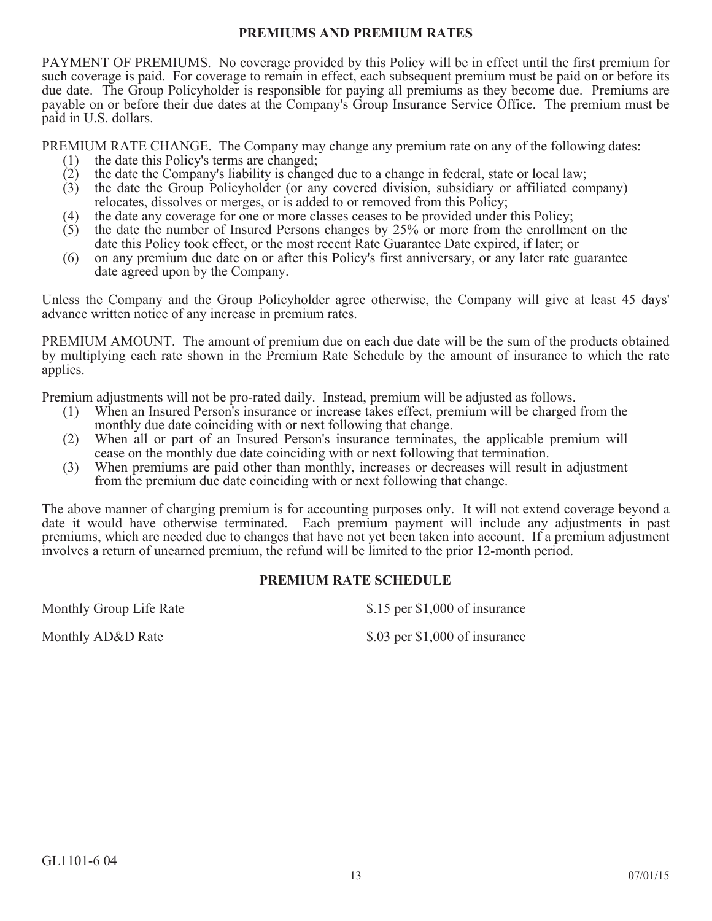## PREMIUMS AND PREMIUM RATES

PAYMENT OF PREMIUMS. No coverage provided by this Policy will be in effect until the first premium for such coverage is paid. For coverage to remain in effect, each subsequent premium must be paid on or before its due date. The Group Policyholder is responsible for paying all premiums as they become due. Premiums are payable on or before their due dates at the Company's Group Insurance Service Office. The premium must be paid in U.S. dollars.

PREMIUM RATE CHANGE. The Company may change any premium rate on any of the following dates:

(1) the date this Policy's terms are changed;
(2) the date the Company's liability is changed due to a change in federal, state or local law;
(3) the date the Group Policyholder (or any covered division, subsidiary or affiliated company) relocates, dissolves or merges, or is added to or removed from this Policy;
(4) the date any coverage for one or more classes ceases to be provided under this Policy;
(5) the date the number of Insured Persons changes by 25% or more from the enrollment on the date this Policy took effect, or the most recent Rate Guarantee Date expired, if later; or
(6) on any premium due date on or after this Policy's first anniversary, or any later rate guarantee date agreed upon by the Company.

Unless the Company and the Group Policyholder agree otherwise, the Company will give at least 45 days' advance written notice of any increase in premium rates.

PREMIUM AMOUNT. The amount of premium due on each due date will be the sum of the products obtained by multiplying each rate shown in the Premium Rate Schedule by the amount of insurance to which the rate applies.

Premium adjustments will not be pro-rated daily. Instead, premium will be adjusted as follows.

(1) When an Insured Person's insurance or increase takes effect, premium will be charged from the monthly due date coinciding with or next following that change.
(2) When all or part of an Insured Person's insurance terminates, the applicable premium will cease on the monthly due date coinciding with or next following that termination.
(3) When premiums are paid other than monthly, increases or decreases will result in adjustment from the premium due date coinciding with or next following that change.

The above manner of charging premium is for accounting purposes only. It will not extend coverage beyond a date it would have otherwise terminated. Each premium payment will include any adjustments in past premiums, which are needed due to changes that have not yet been taken into account. If a premium adjustment involves a return of unearned premium, the refund will be limited to the prior 12-month period.

## PREMIUM RATE SCHEDULE

| | |
|---|---|
| Monthly Group Life Rate | $.15 per $1,000 of insurance |
| Monthly AD&D Rate | $.03 per $1,000 of insurance |

GL1101-6 04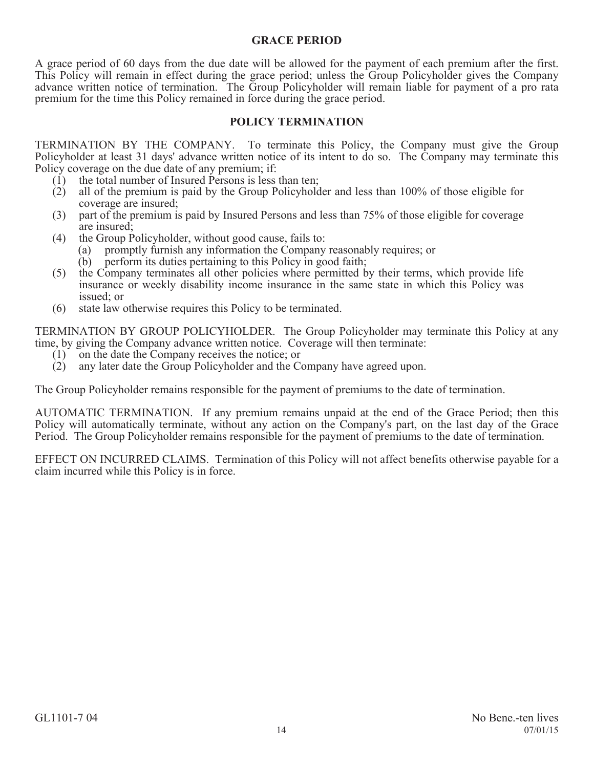## GRACE PERIOD

A grace period of 60 days from the due date will be allowed for the payment of each premium after the first. This Policy will remain in effect during the grace period; unless the Group Policyholder gives the Company advance written notice of termination. The Group Policyholder will remain liable for payment of a pro rata premium for the time this Policy remained in force during the grace period.

## POLICY TERMINATION

TERMINATION BY THE COMPANY. To terminate this Policy, the Company must give the Group Policyholder at least 31 days' advance written notice of its intent to do so. The Company may terminate this Policy coverage on the due date of any premium; if:

(1) the total number of Insured Persons is less than ten;
(2) all of the premium is paid by the Group Policyholder and less than 100% of those eligible for coverage are insured;
(3) part of the premium is paid by Insured Persons and less than 75% of those eligible for coverage are insured;
(4) the Group Policyholder, without good cause, fails to:
    (a) promptly furnish any information the Company reasonably requires; or
    (b) perform its duties pertaining to this Policy in good faith;
(5) the Company terminates all other policies where permitted by their terms, which provide life insurance or weekly disability income insurance in the same state in which this Policy was issued; or
(6) state law otherwise requires this Policy to be terminated.

TERMINATION BY GROUP POLICYHOLDER. The Group Policyholder may terminate this Policy at any time, by giving the Company advance written notice. Coverage will then terminate:

(1) on the date the Company receives the notice; or
(2) any later date the Group Policyholder and the Company have agreed upon.

The Group Policyholder remains responsible for the payment of premiums to the date of termination.

AUTOMATIC TERMINATION. If any premium remains unpaid at the end of the Grace Period; then this Policy will automatically terminate, without any action on the Company's part, on the last day of the Grace Period. The Group Policyholder remains responsible for the payment of premiums to the date of termination.

EFFECT ON INCURRED CLAIMS. Termination of this Policy will not affect benefits otherwise payable for a claim incurred while this Policy is in force.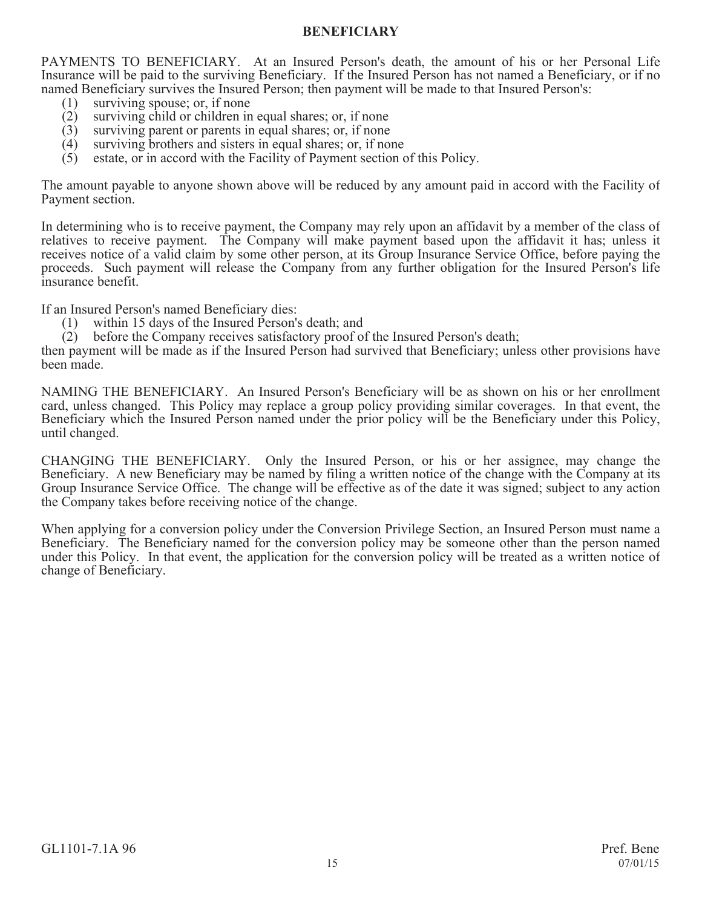## BENEFICIARY

PAYMENTS TO BENEFICIARY. At an Insured Person's death, the amount of his or her Personal Life Insurance will be paid to the surviving Beneficiary. If the Insured Person has not named a Beneficiary, or if no named Beneficiary survives the Insured Person; then payment will be made to that Insured Person's:

1. surviving spouse; or, if none
2. surviving child or children in equal shares; or, if none
3. surviving parent or parents in equal shares; or, if none
4. surviving brothers and sisters in equal shares; or, if none
5. estate, or in accord with the Facility of Payment section of this Policy.

The amount payable to anyone shown above will be reduced by any amount paid in accord with the Facility of Payment section.

In determining who is to receive payment, the Company may rely upon an affidavit by a member of the class of relatives to receive payment. The Company will make payment based upon the affidavit it has; unless it receives notice of a valid claim by some other person, at its Group Insurance Service Office, before paying the proceeds. Such payment will release the Company from any further obligation for the Insured Person's life insurance benefit.

If an Insured Person's named Beneficiary dies:

1. within 15 days of the Insured Person's death; and
2. before the Company receives satisfactory proof of the Insured Person's death;

then payment will be made as if the Insured Person had survived that Beneficiary; unless other provisions have been made.

NAMING THE BENEFICIARY. An Insured Person's Beneficiary will be as shown on his or her enrollment card, unless changed. This Policy may replace a group policy providing similar coverages. In that event, the Beneficiary which the Insured Person named under the prior policy will be the Beneficiary under this Policy, until changed.

CHANGING THE BENEFICIARY. Only the Insured Person, or his or her assignee, may change the Beneficiary. A new Beneficiary may be named by filing a written notice of the change with the Company at its Group Insurance Service Office. The change will be effective as of the date it was signed; subject to any action the Company takes before receiving notice of the change.

When applying for a conversion policy under the Conversion Privilege Section, an Insured Person must name a Beneficiary. The Beneficiary named for the conversion policy may be someone other than the person named under this Policy. In that event, the application for the conversion policy will be treated as a written notice of change of Beneficiary.

GL1101-7.1A 96 Pref. Bene 07/01/15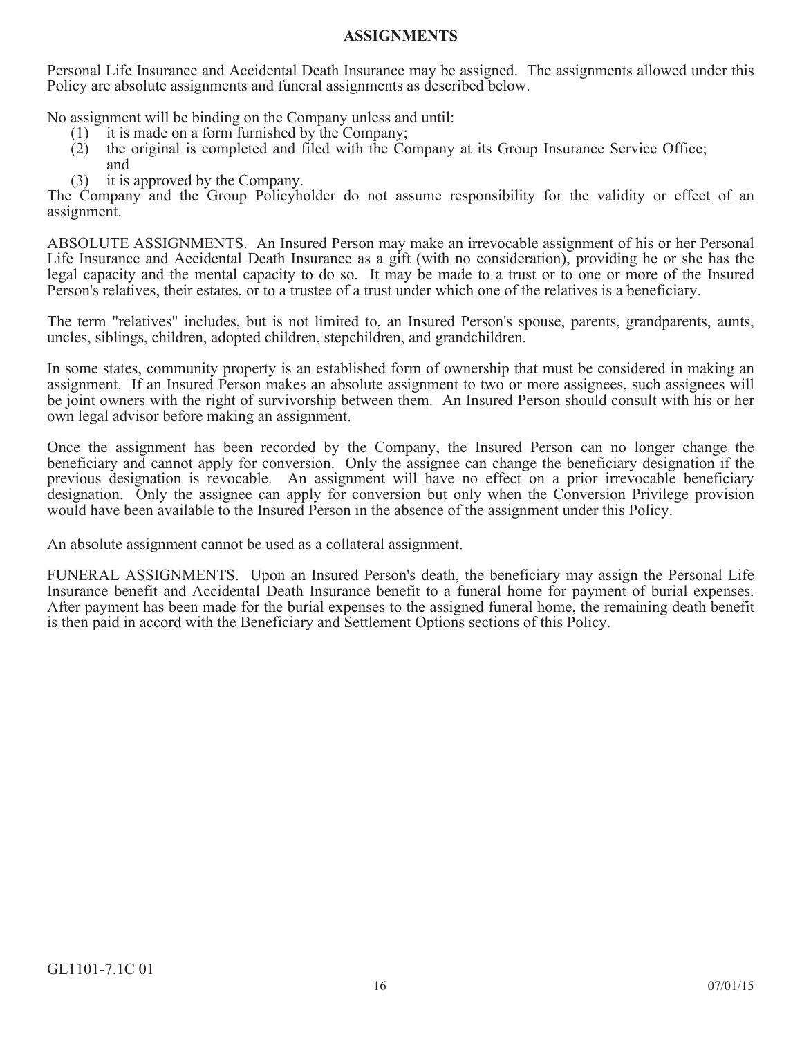## ASSIGNMENTS

Personal Life Insurance and Accidental Death Insurance may be assigned. The assignments allowed under this Policy are absolute assignments and funeral assignments as described below.

No assignment will be binding on the Company unless and until:

(1) it is made on a form furnished by the Company;
(2) the original is completed and filed with the Company at its Group Insurance Service Office; and
(3) it is approved by the Company.

The Company and the Group Policyholder do not assume responsibility for the validity or effect of an assignment.

ABSOLUTE ASSIGNMENTS. An Insured Person may make an irrevocable assignment of his or her Personal Life Insurance and Accidental Death Insurance as a gift (with no consideration), providing he or she has the legal capacity and the mental capacity to do so. It may be made to a trust or to one or more of the Insured Person's relatives, their estates, or to a trustee of a trust under which one of the relatives is a beneficiary.

The term "relatives" includes, but is not limited to, an Insured Person's spouse, parents, grandparents, aunts, uncles, siblings, children, adopted children, stepchildren, and grandchildren.

In some states, community property is an established form of ownership that must be considered in making an assignment. If an Insured Person makes an absolute assignment to two or more assignees, such assignees will be joint owners with the right of survivorship between them. An Insured Person should consult with his or her own legal advisor before making an assignment.

Once the assignment has been recorded by the Company, the Insured Person can no longer change the beneficiary and cannot apply for conversion. Only the assignee can change the beneficiary designation if the previous designation is revocable. An assignment will have no effect on a prior irrevocable beneficiary designation. Only the assignee can apply for conversion but only when the Conversion Privilege provision would have been available to the Insured Person in the absence of the assignment under this Policy.

An absolute assignment cannot be used as a collateral assignment.

FUNERAL ASSIGNMENTS. Upon an Insured Person's death, the beneficiary may assign the Personal Life Insurance benefit and Accidental Death Insurance benefit to a funeral home for payment of burial expenses. After payment has been made for the burial expenses to the assigned funeral home, the remaining death benefit is then paid in accord with the Beneficiary and Settlement Options sections of this Policy.

GL1101-7.1C 01

07/01/15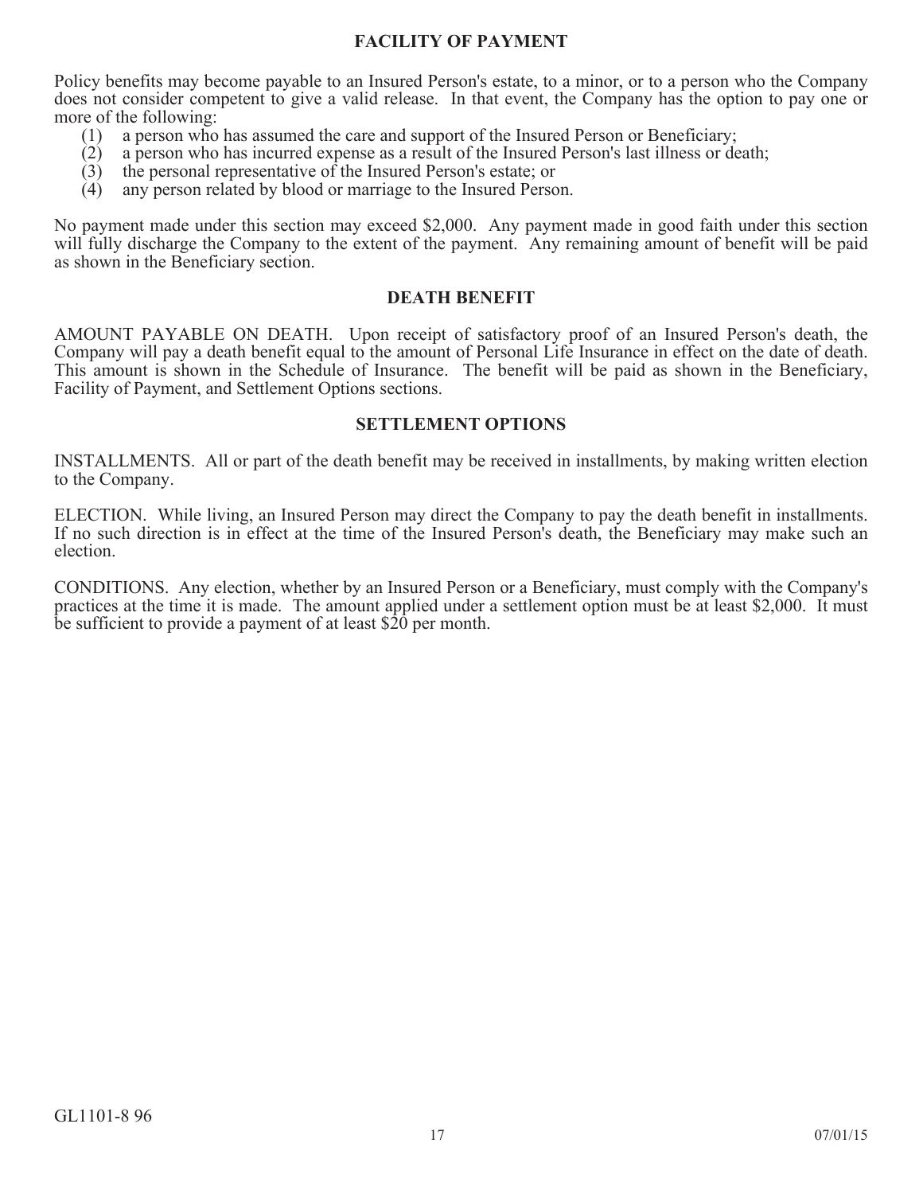## FACILITY OF PAYMENT

Policy benefits may become payable to an Insured Person's estate, to a minor, or to a person who the Company does not consider competent to give a valid release. In that event, the Company has the option to pay one or more of the following:

(1) a person who has assumed the care and support of the Insured Person or Beneficiary;
(2) a person who has incurred expense as a result of the Insured Person's last illness or death;
(3) the personal representative of the Insured Person's estate; or
(4) any person related by blood or marriage to the Insured Person.

No payment made under this section may exceed $2,000. Any payment made in good faith under this section will fully discharge the Company to the extent of the payment. Any remaining amount of benefit will be paid as shown in the Beneficiary section.

## DEATH BENEFIT

AMOUNT PAYABLE ON DEATH. Upon receipt of satisfactory proof of an Insured Person's death, the Company will pay a death benefit equal to the amount of Personal Life Insurance in effect on the date of death. This amount is shown in the Schedule of Insurance. The benefit will be paid as shown in the Beneficiary, Facility of Payment, and Settlement Options sections.

## SETTLEMENT OPTIONS

INSTALLMENTS. All or part of the death benefit may be received in installments, by making written election to the Company.

ELECTION. While living, an Insured Person may direct the Company to pay the death benefit in installments. If no such direction is in effect at the time of the Insured Person's death, the Beneficiary may make such an election.

CONDITIONS. Any election, whether by an Insured Person or a Beneficiary, must comply with the Company's practices at the time it is made. The amount applied under a settlement option must be at least $2,000. It must be sufficient to provide a payment of at least $20 per month.

GL1101-8 96

07/01/15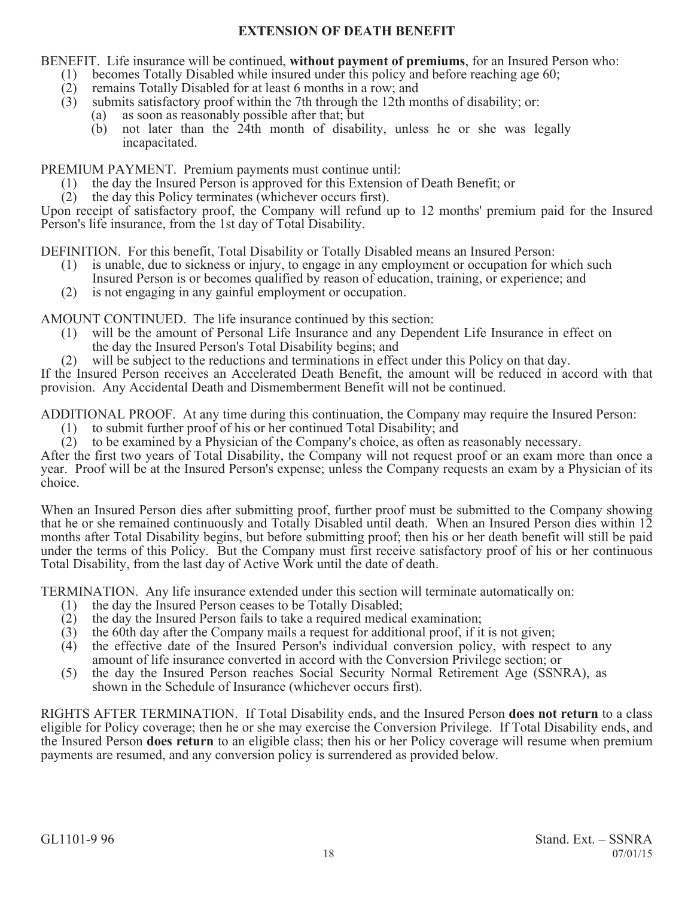# EXTENSION OF DEATH BENEFIT

BENEFIT. Life insurance will be continued, **without payment of premiums**, for an Insured Person who:

(1) becomes Totally Disabled while insured under this policy and before reaching age 60;
(2) remains Totally Disabled for at least 6 months in a row; and
(3) submits satisfactory proof within the 7th through the 12th months of disability; or:
   (a) as soon as reasonably possible after that; but
   (b) not later than the 24th month of disability, unless he or she was legally incapacitated.

PREMIUM PAYMENT. Premium payments must continue until:

(1) the day the Insured Person is approved for this Extension of Death Benefit; or
(2) the day this Policy terminates (whichever occurs first).

Upon receipt of satisfactory proof, the Company will refund up to 12 months' premium paid for the Insured Person's life insurance, from the 1st day of Total Disability.

DEFINITION. For this benefit, Total Disability or Totally Disabled means an Insured Person:

(1) is unable, due to sickness or injury, to engage in any employment or occupation for which such Insured Person is or becomes qualified by reason of education, training, or experience; and
(2) is not engaging in any gainful employment or occupation.

AMOUNT CONTINUED. The life insurance continued by this section:

(1) will be the amount of Personal Life Insurance and any Dependent Life Insurance in effect on the day the Insured Person's Total Disability begins; and
(2) will be subject to the reductions and terminations in effect under this Policy on that day.

If the Insured Person receives an Accelerated Death Benefit, the amount will be reduced in accord with that provision. Any Accidental Death and Dismemberment Benefit will not be continued.

ADDITIONAL PROOF. At any time during this continuation, the Company may require the Insured Person:

(1) to submit further proof of his or her continued Total Disability; and
(2) to be examined by a Physician of the Company's choice, as often as reasonably necessary.

After the first two years of Total Disability, the Company will not request proof or an exam more than once a year. Proof will be at the Insured Person's expense; unless the Company requests an exam by a Physician of its choice.

When an Insured Person dies after submitting proof, further proof must be submitted to the Company showing that he or she remained continuously and Totally Disabled until death. When an Insured Person dies within 12 months after Total Disability begins, but before submitting proof; then his or her death benefit will still be paid under the terms of this Policy. But the Company must first receive satisfactory proof of his or her continuous Total Disability, from the last day of Active Work until the date of death.

TERMINATION. Any life insurance extended under this section will terminate automatically on:

(1) the day the Insured Person ceases to be Totally Disabled;
(2) the day the Insured Person fails to take a required medical examination;
(3) the 60th day after the Company mails a request for additional proof, if it is not given;
(4) the effective date of the Insured Person's individual conversion policy, with respect to any amount of life insurance converted in accord with the Conversion Privilege section; or
(5) the day the Insured Person reaches Social Security Normal Retirement Age (SSNRA), as shown in the Schedule of Insurance (whichever occurs first).

RIGHTS AFTER TERMINATION. If Total Disability ends, and the Insured Person **does not return** to a class eligible for Policy coverage; then he or she may exercise the Conversion Privilege. If Total Disability ends, and the Insured Person **does return** to an eligible class; then his or her Policy coverage will resume when premium payments are resumed, and any conversion policy is surrendered as provided below.

GL1101-9 96 Stand. Ext. – SSNRA 07/01/15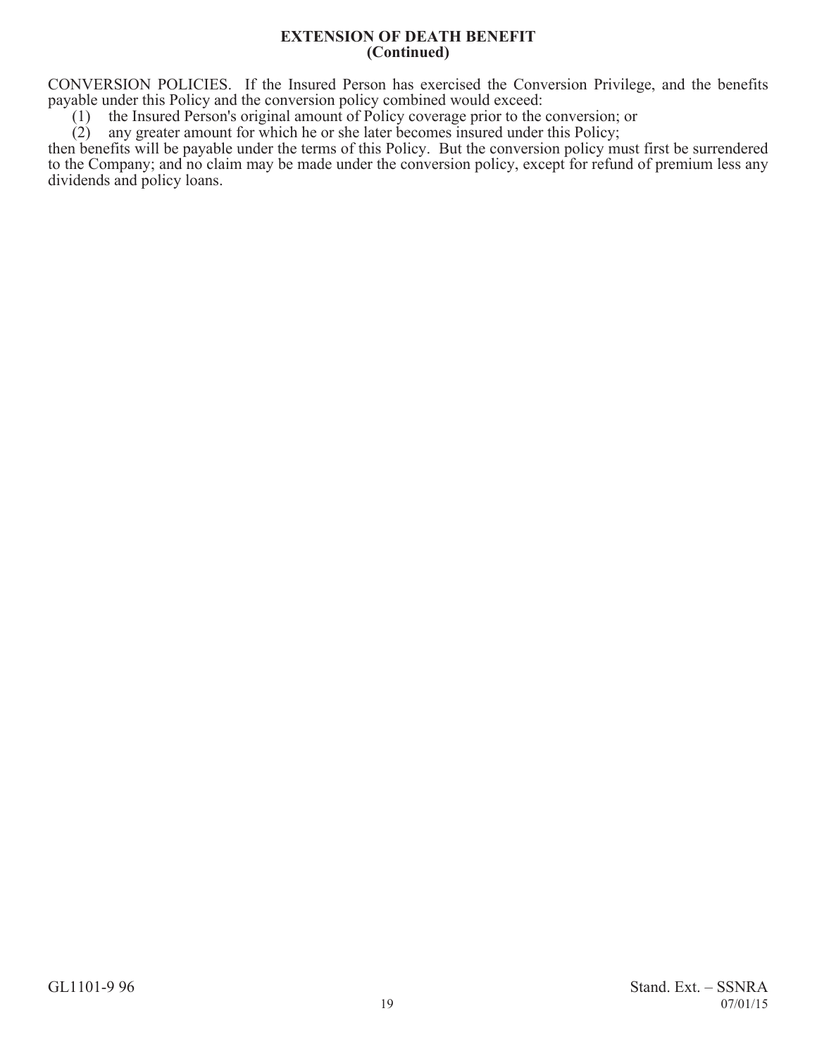## EXTENSION OF DEATH BENEFIT
## (Continued)

CONVERSION POLICIES. If the Insured Person has exercised the Conversion Privilege, and the benefits payable under this Policy and the conversion policy combined would exceed:

(1) the Insured Person's original amount of Policy coverage prior to the conversion; or
(2) any greater amount for which he or she later becomes insured under this Policy;

then benefits will be payable under the terms of this Policy. But the conversion policy must first be surrendered to the Company; and no claim may be made under the conversion policy, except for refund of premium less any dividends and policy loans.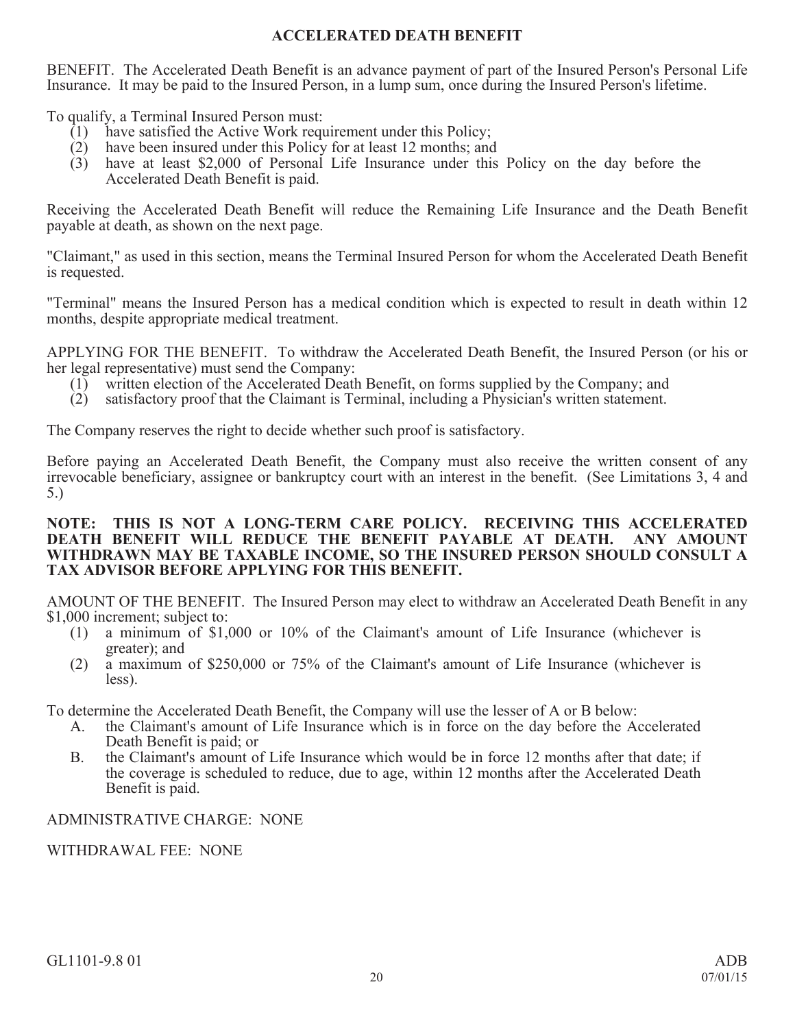# ACCELERATED DEATH BENEFIT

BENEFIT. The Accelerated Death Benefit is an advance payment of part of the Insured Person's Personal Life Insurance. It may be paid to the Insured Person, in a lump sum, once during the Insured Person's lifetime.

To qualify, a Terminal Insured Person must:

(1) have satisfied the Active Work requirement under this Policy;
(2) have been insured under this Policy for at least 12 months; and
(3) have at least $2,000 of Personal Life Insurance under this Policy on the day before the Accelerated Death Benefit is paid.

Receiving the Accelerated Death Benefit will reduce the Remaining Life Insurance and the Death Benefit payable at death, as shown on the next page.

"Claimant," as used in this section, means the Terminal Insured Person for whom the Accelerated Death Benefit is requested.

"Terminal" means the Insured Person has a medical condition which is expected to result in death within 12 months, despite appropriate medical treatment.

APPLYING FOR THE BENEFIT. To withdraw the Accelerated Death Benefit, the Insured Person (or his or her legal representative) must send the Company:

(1) written election of the Accelerated Death Benefit, on forms supplied by the Company; and
(2) satisfactory proof that the Claimant is Terminal, including a Physician's written statement.

The Company reserves the right to decide whether such proof is satisfactory.

Before paying an Accelerated Death Benefit, the Company must also receive the written consent of any irrevocable beneficiary, assignee or bankruptcy court with an interest in the benefit. (See Limitations 3, 4 and 5.)

**NOTE: THIS IS NOT A LONG-TERM CARE POLICY. RECEIVING THIS ACCELERATED DEATH BENEFIT WILL REDUCE THE BENEFIT PAYABLE AT DEATH. ANY AMOUNT WITHDRAWN MAY BE TAXABLE INCOME, SO THE INSURED PERSON SHOULD CONSULT A TAX ADVISOR BEFORE APPLYING FOR THIS BENEFIT.**

AMOUNT OF THE BENEFIT. The Insured Person may elect to withdraw an Accelerated Death Benefit in any $1,000 increment; subject to:

(1) a minimum of $1,000 or 10% of the Claimant's amount of Life Insurance (whichever is greater); and
(2) a maximum of $250,000 or 75% of the Claimant's amount of Life Insurance (whichever is less).

To determine the Accelerated Death Benefit, the Company will use the lesser of A or B below:

A. the Claimant's amount of Life Insurance which is in force on the day before the Accelerated Death Benefit is paid; or
B. the Claimant's amount of Life Insurance which would be in force 12 months after that date; if the coverage is scheduled to reduce, due to age, within 12 months after the Accelerated Death Benefit is paid.

ADMINISTRATIVE CHARGE: NONE

WITHDRAWAL FEE: NONE

GL1101-9.8 01 ADB 07/01/15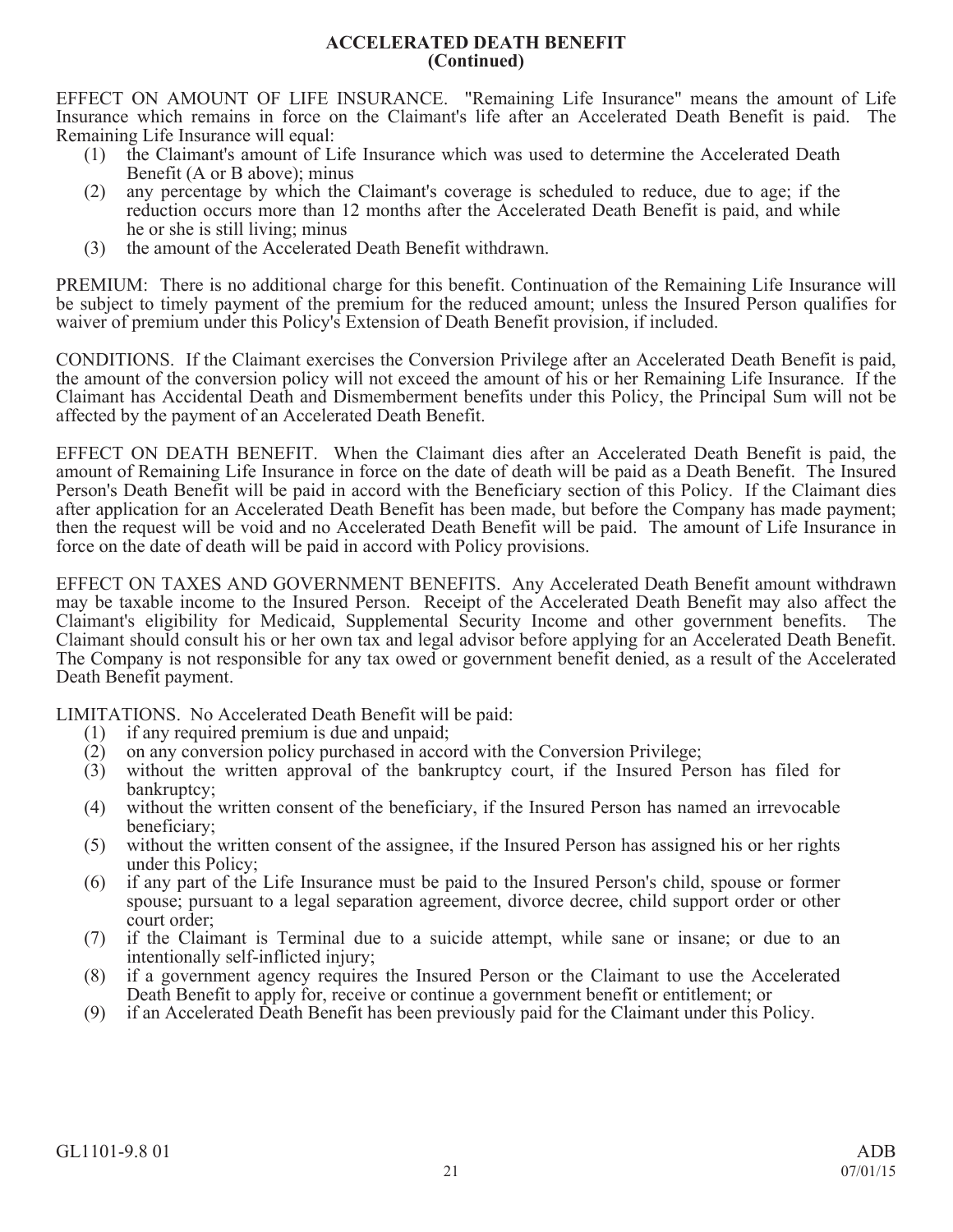## ACCELERATED DEATH BENEFIT (Continued)

EFFECT ON AMOUNT OF LIFE INSURANCE. "Remaining Life Insurance" means the amount of Life Insurance which remains in force on the Claimant's life after an Accelerated Death Benefit is paid. The Remaining Life Insurance will equal:

1. the Claimant's amount of Life Insurance which was used to determine the Accelerated Death Benefit (A or B above); minus
2. any percentage by which the Claimant's coverage is scheduled to reduce, due to age; if the reduction occurs more than 12 months after the Accelerated Death Benefit is paid, and while he or she is still living; minus
3. the amount of the Accelerated Death Benefit withdrawn.

PREMIUM: There is no additional charge for this benefit. Continuation of the Remaining Life Insurance will be subject to timely payment of the premium for the reduced amount; unless the Insured Person qualifies for waiver of premium under this Policy's Extension of Death Benefit provision, if included.

CONDITIONS. If the Claimant exercises the Conversion Privilege after an Accelerated Death Benefit is paid, the amount of the conversion policy will not exceed the amount of his or her Remaining Life Insurance. If the Claimant has Accidental Death and Dismemberment benefits under this Policy, the Principal Sum will not be affected by the payment of an Accelerated Death Benefit.

EFFECT ON DEATH BENEFIT. When the Claimant dies after an Accelerated Death Benefit is paid, the amount of Remaining Life Insurance in force on the date of death will be paid as a Death Benefit. The Insured Person's Death Benefit will be paid in accord with the Beneficiary section of this Policy. If the Claimant dies after application for an Accelerated Death Benefit has been made, but before the Company has made payment; then the request will be void and no Accelerated Death Benefit will be paid. The amount of Life Insurance in force on the date of death will be paid in accord with Policy provisions.

EFFECT ON TAXES AND GOVERNMENT BENEFITS. Any Accelerated Death Benefit amount withdrawn may be taxable income to the Insured Person. Receipt of the Accelerated Death Benefit may also affect the Claimant's eligibility for Medicaid, Supplemental Security Income and other government benefits. The Claimant should consult his or her own tax and legal advisor before applying for an Accelerated Death Benefit. The Company is not responsible for any tax owed or government benefit denied, as a result of the Accelerated Death Benefit payment.

LIMITATIONS. No Accelerated Death Benefit will be paid:

1. if any required premium is due and unpaid;
2. on any conversion policy purchased in accord with the Conversion Privilege;
3. without the written approval of the bankruptcy court, if the Insured Person has filed for bankruptcy;
4. without the written consent of the beneficiary, if the Insured Person has named an irrevocable beneficiary;
5. without the written consent of the assignee, if the Insured Person has assigned his or her rights under this Policy;
6. if any part of the Life Insurance must be paid to the Insured Person's child, spouse or former spouse; pursuant to a legal separation agreement, divorce decree, child support order or other court order;
7. if the Claimant is Terminal due to a suicide attempt, while sane or insane; or due to an intentionally self-inflicted injury;
8. if a government agency requires the Insured Person or the Claimant to use the Accelerated Death Benefit to apply for, receive or continue a government benefit or entitlement; or
9. if an Accelerated Death Benefit has been previously paid for the Claimant under this Policy.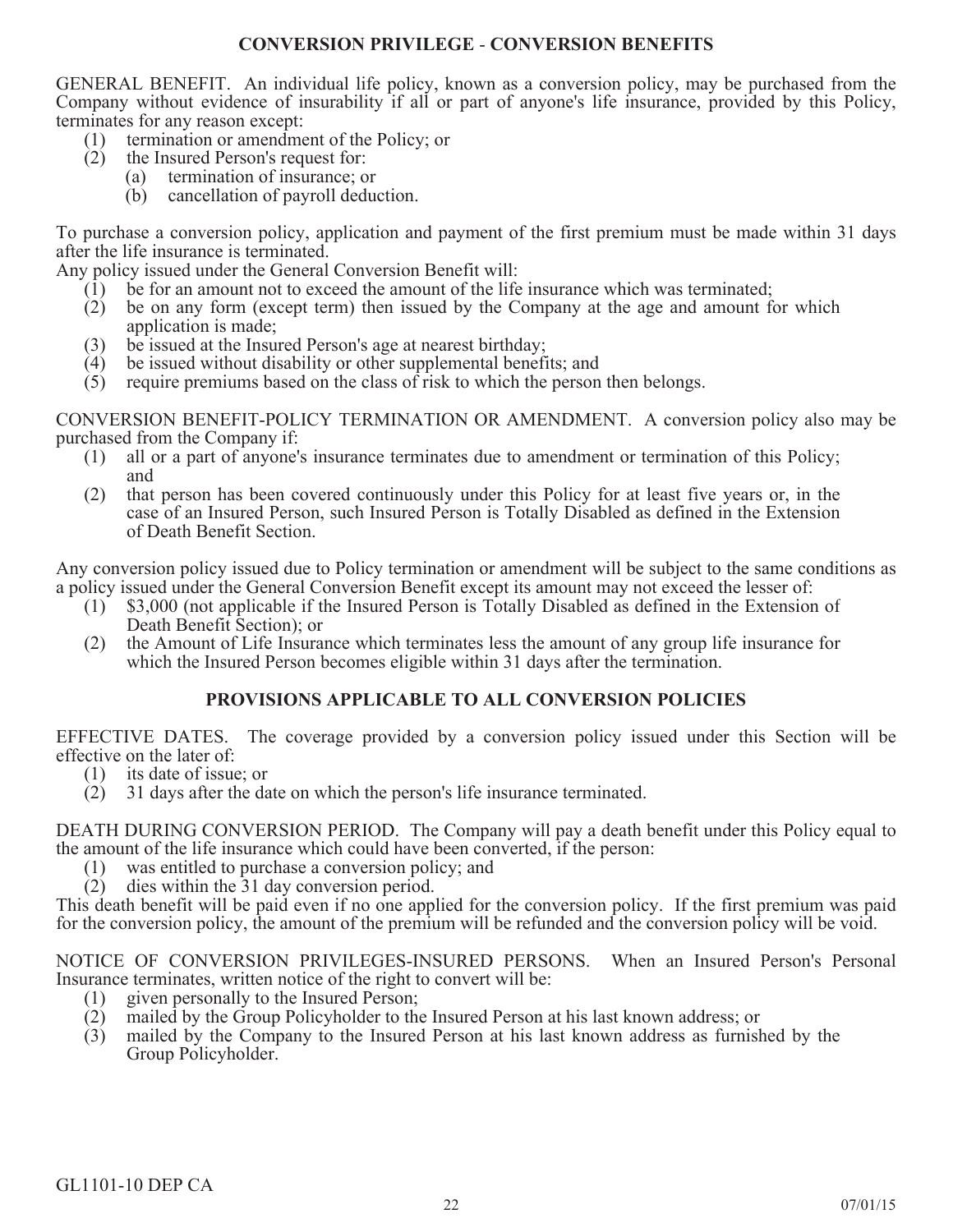## CONVERSION PRIVILEGE - CONVERSION BENEFITS

GENERAL BENEFIT. An individual life policy, known as a conversion policy, may be purchased from the Company without evidence of insurability if all or part of anyone's life insurance, provided by this Policy, terminates for any reason except:

(1) termination or amendment of the Policy; or
(2) the Insured Person's request for:
  (a) termination of insurance; or
  (b) cancellation of payroll deduction.

To purchase a conversion policy, application and payment of the first premium must be made within 31 days after the life insurance is terminated.

Any policy issued under the General Conversion Benefit will:

(1) be for an amount not to exceed the amount of the life insurance which was terminated;
(2) be on any form (except term) then issued by the Company at the age and amount for which application is made;
(3) be issued at the Insured Person's age at nearest birthday;
(4) be issued without disability or other supplemental benefits; and
(5) require premiums based on the class of risk to which the person then belongs.

CONVERSION BENEFIT-POLICY TERMINATION OR AMENDMENT. A conversion policy also may be purchased from the Company if:

(1) all or a part of anyone's insurance terminates due to amendment or termination of this Policy; and
(2) that person has been covered continuously under this Policy for at least five years or, in the case of an Insured Person, such Insured Person is Totally Disabled as defined in the Extension of Death Benefit Section.

Any conversion policy issued due to Policy termination or amendment will be subject to the same conditions as a policy issued under the General Conversion Benefit except its amount may not exceed the lesser of:

(1) $3,000 (not applicable if the Insured Person is Totally Disabled as defined in the Extension of Death Benefit Section); or
(2) the Amount of Life Insurance which terminates less the amount of any group life insurance for which the Insured Person becomes eligible within 31 days after the termination.

## PROVISIONS APPLICABLE TO ALL CONVERSION POLICIES

EFFECTIVE DATES. The coverage provided by a conversion policy issued under this Section will be effective on the later of:

(1) its date of issue; or
(2) 31 days after the date on which the person's life insurance terminated.

DEATH DURING CONVERSION PERIOD. The Company will pay a death benefit under this Policy equal to the amount of the life insurance which could have been converted, if the person:

(1) was entitled to purchase a conversion policy; and
(2) dies within the 31 day conversion period.

This death benefit will be paid even if no one applied for the conversion policy. If the first premium was paid for the conversion policy, the amount of the premium will be refunded and the conversion policy will be void.

NOTICE OF CONVERSION PRIVILEGES-INSURED PERSONS. When an Insured Person's Personal Insurance terminates, written notice of the right to convert will be:

(1) given personally to the Insured Person;
(2) mailed by the Group Policyholder to the Insured Person at his last known address; or
(3) mailed by the Company to the Insured Person at his last known address as furnished by the Group Policyholder.

GL1101-10 DEP CA

07/01/15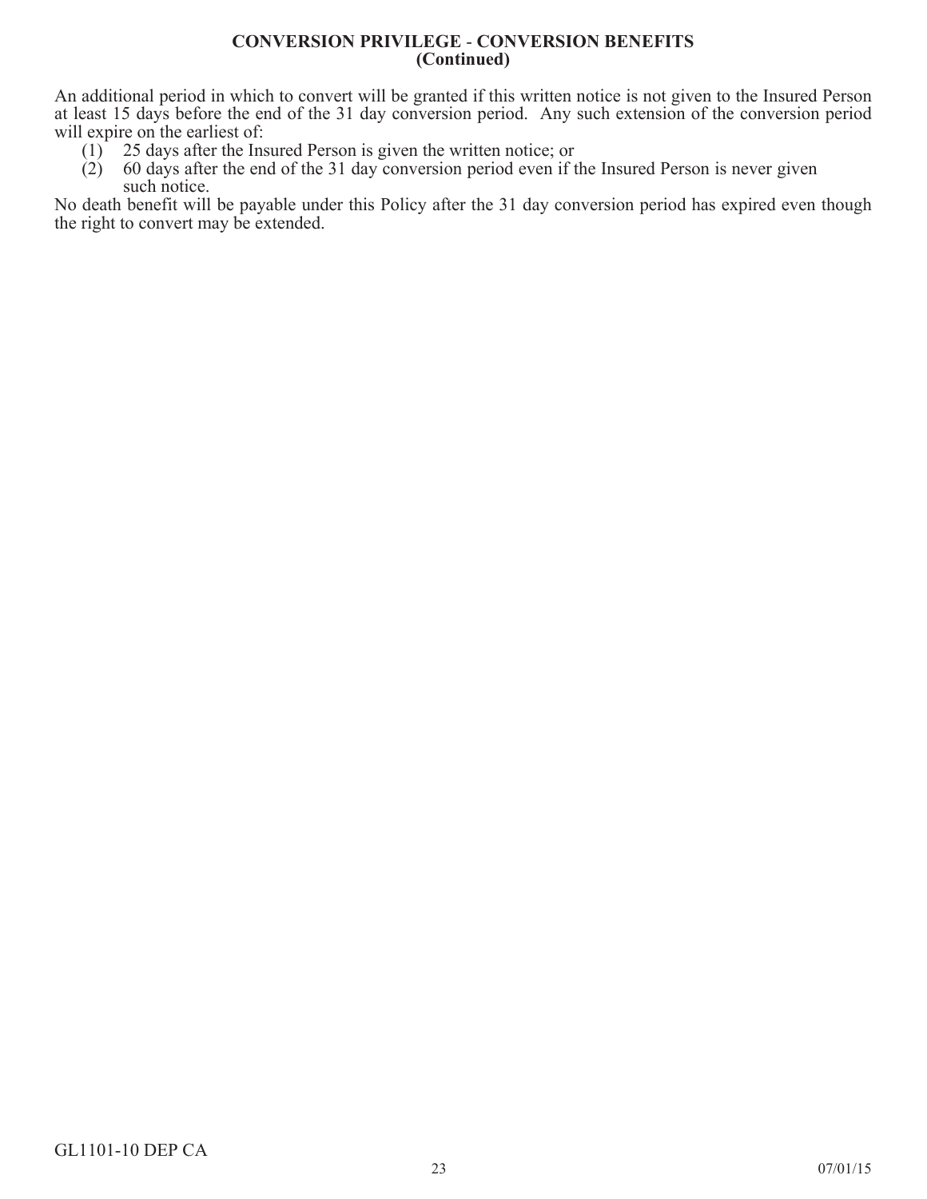## CONVERSION PRIVILEGE - CONVERSION BENEFITS (Continued)

An additional period in which to convert will be granted if this written notice is not given to the Insured Person at least 15 days before the end of the 31 day conversion period. Any such extension of the conversion period will expire on the earliest of:

(1) 25 days after the Insured Person is given the written notice; or
(2) 60 days after the end of the 31 day conversion period even if the Insured Person is never given such notice.

No death benefit will be payable under this Policy after the 31 day conversion period has expired even though the right to convert may be extended.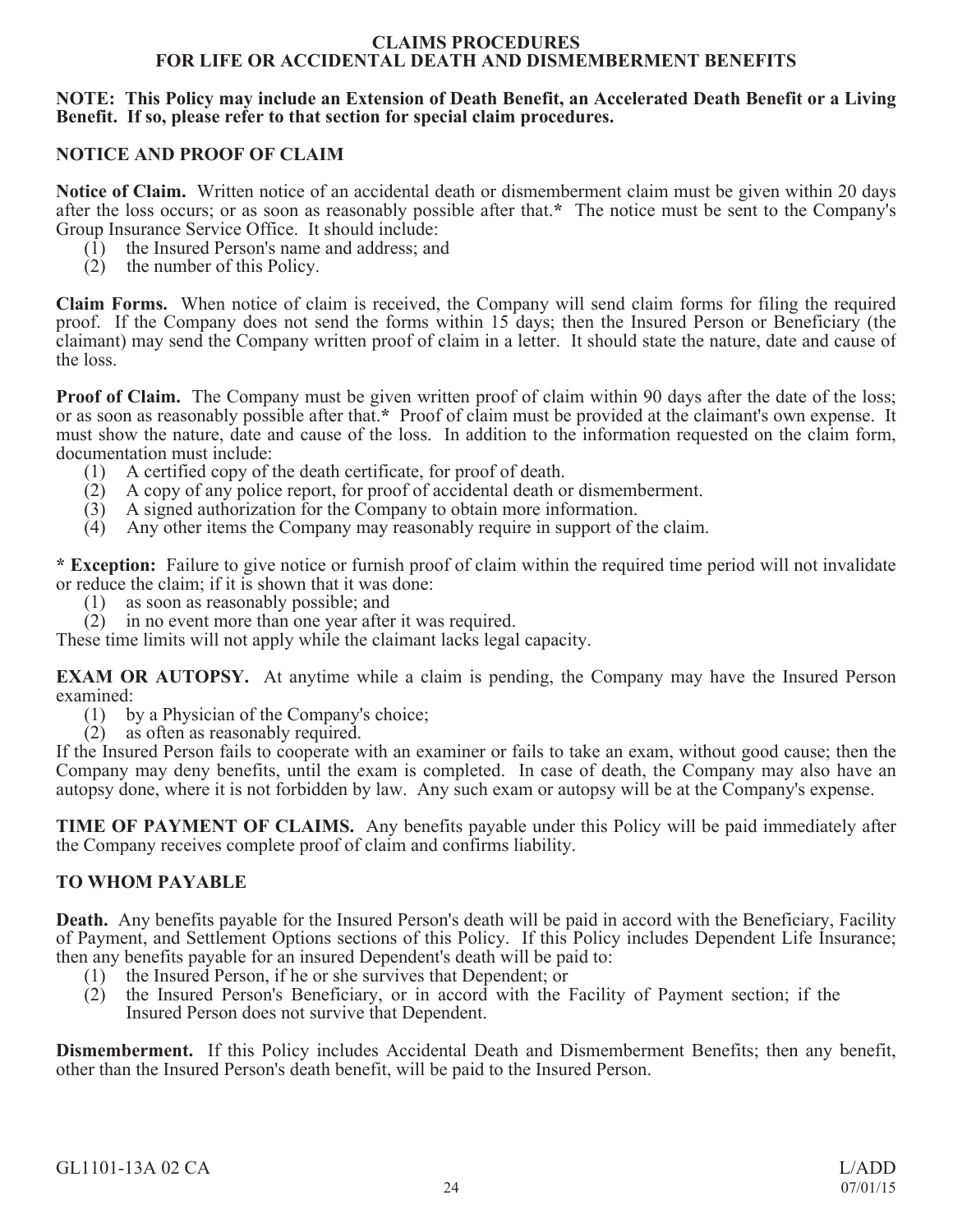# CLAIMS PROCEDURES
# FOR LIFE OR ACCIDENTAL DEATH AND DISMEMBERMENT BENEFITS

**NOTE: This Policy may include an Extension of Death Benefit, an Accelerated Death Benefit or a Living Benefit. If so, please refer to that section for special claim procedures.**

## NOTICE AND PROOF OF CLAIM

**Notice of Claim.** Written notice of an accidental death or dismemberment claim must be given within 20 days after the loss occurs; or as soon as reasonably possible after that.* The notice must be sent to the Company's Group Insurance Service Office. It should include:

(1) the Insured Person's name and address; and
(2) the number of this Policy.

**Claim Forms.** When notice of claim is received, the Company will send claim forms for filing the required proof. If the Company does not send the forms within 15 days; then the Insured Person or Beneficiary (the claimant) may send the Company written proof of claim in a letter. It should state the nature, date and cause of the loss.

**Proof of Claim.** The Company must be given written proof of claim within 90 days after the date of the loss; or as soon as reasonably possible after that.* Proof of claim must be provided at the claimant's own expense. It must show the nature, date and cause of the loss. In addition to the information requested on the claim form, documentation must include:

(1) A certified copy of the death certificate, for proof of death.
(2) A copy of any police report, for proof of accidental death or dismemberment.
(3) A signed authorization for the Company to obtain more information.
(4) Any other items the Company may reasonably require in support of the claim.

**\* Exception:** Failure to give notice or furnish proof of claim within the required time period will not invalidate or reduce the claim; if it is shown that it was done:

(1) as soon as reasonably possible; and
(2) in no event more than one year after it was required.

These time limits will not apply while the claimant lacks legal capacity.

**EXAM OR AUTOPSY.** At anytime while a claim is pending, the Company may have the Insured Person examined:

(1) by a Physician of the Company's choice;
(2) as often as reasonably required.

If the Insured Person fails to cooperate with an examiner or fails to take an exam, without good cause; then the Company may deny benefits, until the exam is completed. In case of death, the Company may also have an autopsy done, where it is not forbidden by law. Any such exam or autopsy will be at the Company's expense.

**TIME OF PAYMENT OF CLAIMS.** Any benefits payable under this Policy will be paid immediately after the Company receives complete proof of claim and confirms liability.

## TO WHOM PAYABLE

**Death.** Any benefits payable for the Insured Person's death will be paid in accord with the Beneficiary, Facility of Payment, and Settlement Options sections of this Policy. If this Policy includes Dependent Life Insurance; then any benefits payable for an insured Dependent's death will be paid to:

(1) the Insured Person, if he or she survives that Dependent; or
(2) the Insured Person's Beneficiary, or in accord with the Facility of Payment section; if the Insured Person does not survive that Dependent.

**Dismemberment.** If this Policy includes Accidental Death and Dismemberment Benefits; then any benefit, other than the Insured Person's death benefit, will be paid to the Insured Person.

GL1101-13A 02 CA L/ADD 07/01/15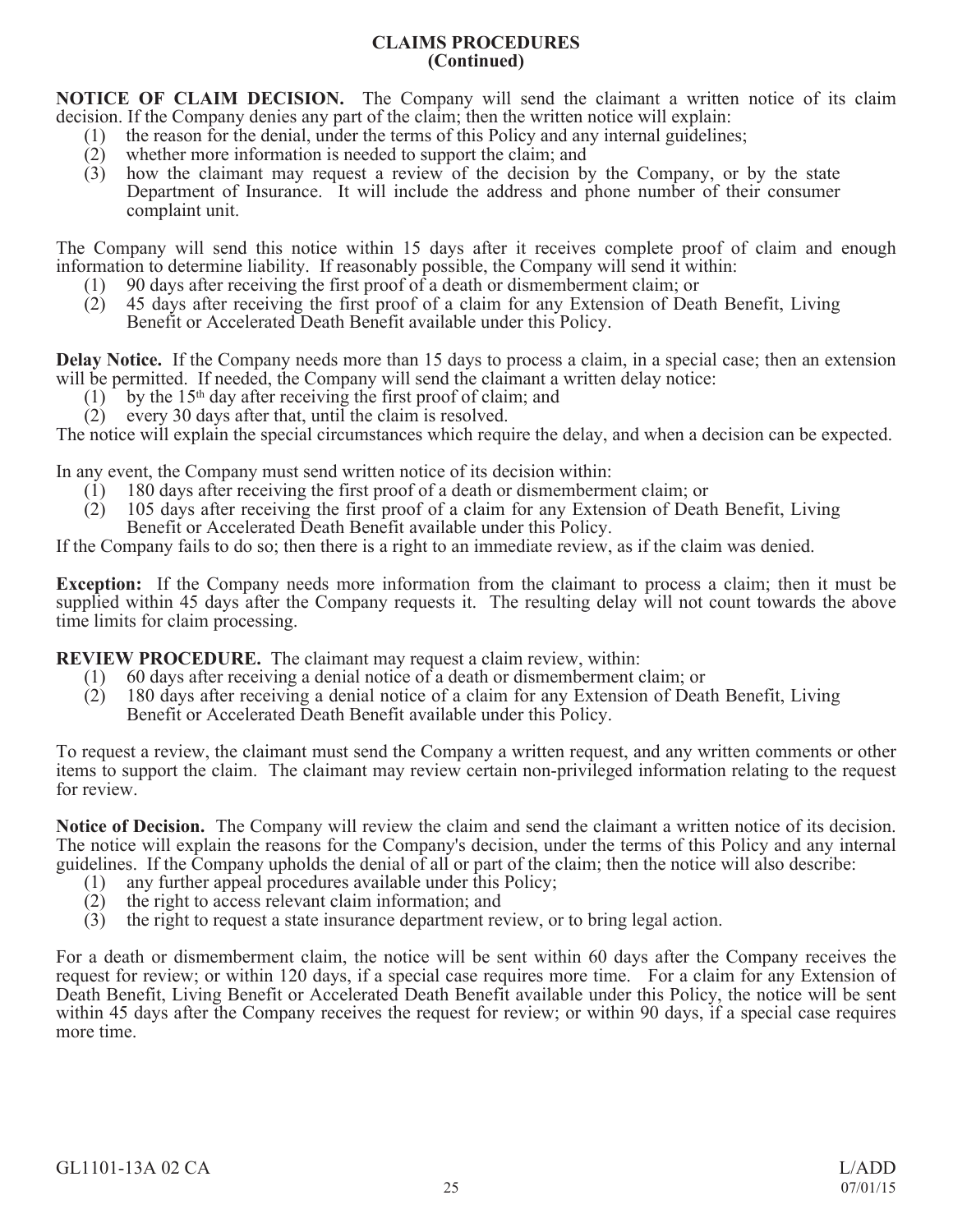## CLAIMS PROCEDURES
## (Continued)

**NOTICE OF CLAIM DECISION.** The Company will send the claimant a written notice of its claim decision. If the Company denies any part of the claim; then the written notice will explain:

(1) the reason for the denial, under the terms of this Policy and any internal guidelines;
(2) whether more information is needed to support the claim; and
(3) how the claimant may request a review of the decision by the Company, or by the state Department of Insurance. It will include the address and phone number of their consumer complaint unit.

The Company will send this notice within 15 days after it receives complete proof of claim and enough information to determine liability. If reasonably possible, the Company will send it within:

(1) 90 days after receiving the first proof of a death or dismemberment claim; or
(2) 45 days after receiving the first proof of a claim for any Extension of Death Benefit, Living Benefit or Accelerated Death Benefit available under this Policy.

**Delay Notice.** If the Company needs more than 15 days to process a claim, in a special case; then an extension will be permitted. If needed, the Company will send the claimant a written delay notice:

(1) by the 15th day after receiving the first proof of claim; and
(2) every 30 days after that, until the claim is resolved.

The notice will explain the special circumstances which require the delay, and when a decision can be expected.

In any event, the Company must send written notice of its decision within:

(1) 180 days after receiving the first proof of a death or dismemberment claim; or
(2) 105 days after receiving the first proof of a claim for any Extension of Death Benefit, Living Benefit or Accelerated Death Benefit available under this Policy.

If the Company fails to do so; then there is a right to an immediate review, as if the claim was denied.

**Exception:** If the Company needs more information from the claimant to process a claim; then it must be supplied within 45 days after the Company requests it. The resulting delay will not count towards the above time limits for claim processing.

**REVIEW PROCEDURE.** The claimant may request a claim review, within:

(1) 60 days after receiving a denial notice of a death or dismemberment claim; or
(2) 180 days after receiving a denial notice of a claim for any Extension of Death Benefit, Living Benefit or Accelerated Death Benefit available under this Policy.

To request a review, the claimant must send the Company a written request, and any written comments or other items to support the claim. The claimant may review certain non-privileged information relating to the request for review.

**Notice of Decision.** The Company will review the claim and send the claimant a written notice of its decision. The notice will explain the reasons for the Company's decision, under the terms of this Policy and any internal guidelines. If the Company upholds the denial of all or part of the claim; then the notice will also describe:

(1) any further appeal procedures available under this Policy;
(2) the right to access relevant claim information; and
(3) the right to request a state insurance department review, or to bring legal action.

For a death or dismemberment claim, the notice will be sent within 60 days after the Company receives the request for review; or within 120 days, if a special case requires more time. For a claim for any Extension of Death Benefit, Living Benefit or Accelerated Death Benefit available under this Policy, the notice will be sent within 45 days after the Company receives the request for review; or within 90 days, if a special case requires more time.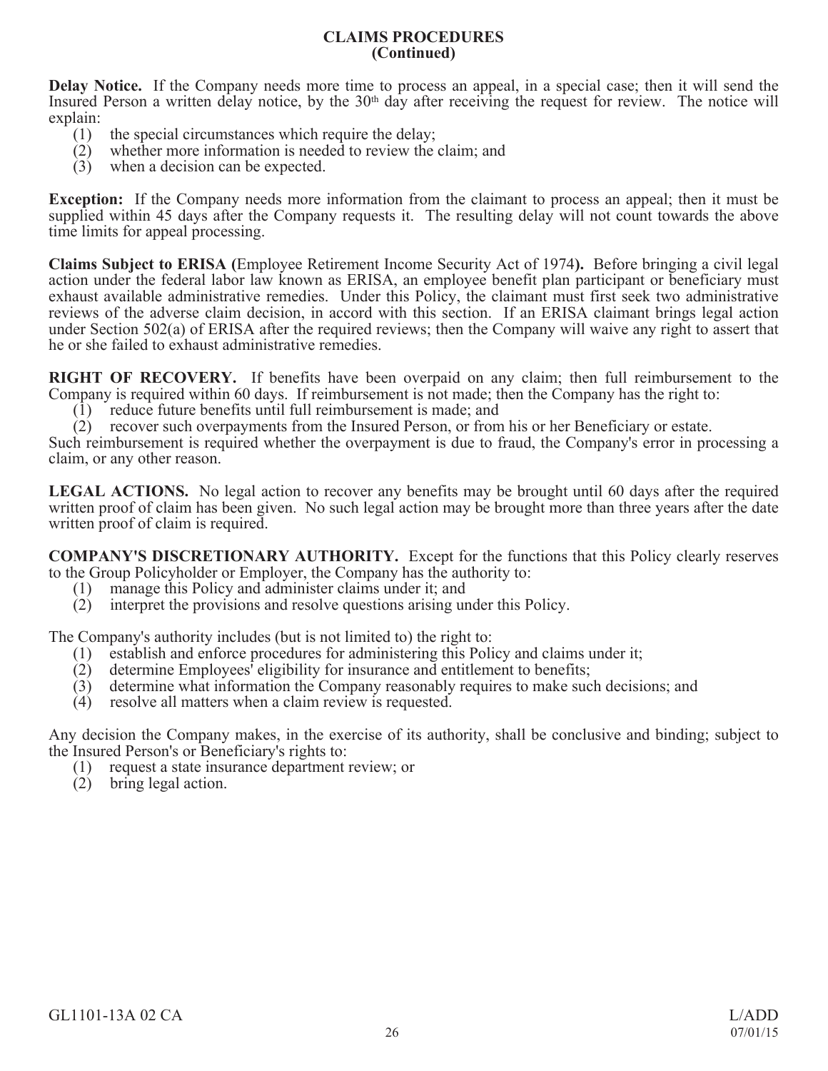## CLAIMS PROCEDURES
### (Continued)

**Delay Notice.** If the Company needs more time to process an appeal, in a special case; then it will send the Insured Person a written delay notice, by the 30th day after receiving the request for review. The notice will explain:

(1) the special circumstances which require the delay;
(2) whether more information is needed to review the claim; and
(3) when a decision can be expected.

**Exception:** If the Company needs more information from the claimant to process an appeal; then it must be supplied within 45 days after the Company requests it. The resulting delay will not count towards the above time limits for appeal processing.

**Claims Subject to ERISA (**Employee Retirement Income Security Act of 1974**).** Before bringing a civil legal action under the federal labor law known as ERISA, an employee benefit plan participant or beneficiary must exhaust available administrative remedies. Under this Policy, the claimant must first seek two administrative reviews of the adverse claim decision, in accord with this section. If an ERISA claimant brings legal action under Section 502(a) of ERISA after the required reviews; then the Company will waive any right to assert that he or she failed to exhaust administrative remedies.

**RIGHT OF RECOVERY.** If benefits have been overpaid on any claim; then full reimbursement to the Company is required within 60 days. If reimbursement is not made; then the Company has the right to:

(1) reduce future benefits until full reimbursement is made; and
(2) recover such overpayments from the Insured Person, or from his or her Beneficiary or estate.

Such reimbursement is required whether the overpayment is due to fraud, the Company's error in processing a claim, or any other reason.

**LEGAL ACTIONS.** No legal action to recover any benefits may be brought until 60 days after the required written proof of claim has been given. No such legal action may be brought more than three years after the date written proof of claim is required.

**COMPANY'S DISCRETIONARY AUTHORITY.** Except for the functions that this Policy clearly reserves to the Group Policyholder or Employer, the Company has the authority to:

(1) manage this Policy and administer claims under it; and
(2) interpret the provisions and resolve questions arising under this Policy.

The Company's authority includes (but is not limited to) the right to:

(1) establish and enforce procedures for administering this Policy and claims under it;
(2) determine Employees' eligibility for insurance and entitlement to benefits;
(3) determine what information the Company reasonably requires to make such decisions; and
(4) resolve all matters when a claim review is requested.

Any decision the Company makes, in the exercise of its authority, shall be conclusive and binding; subject to the Insured Person's or Beneficiary's rights to:

(1) request a state insurance department review; or
(2) bring legal action.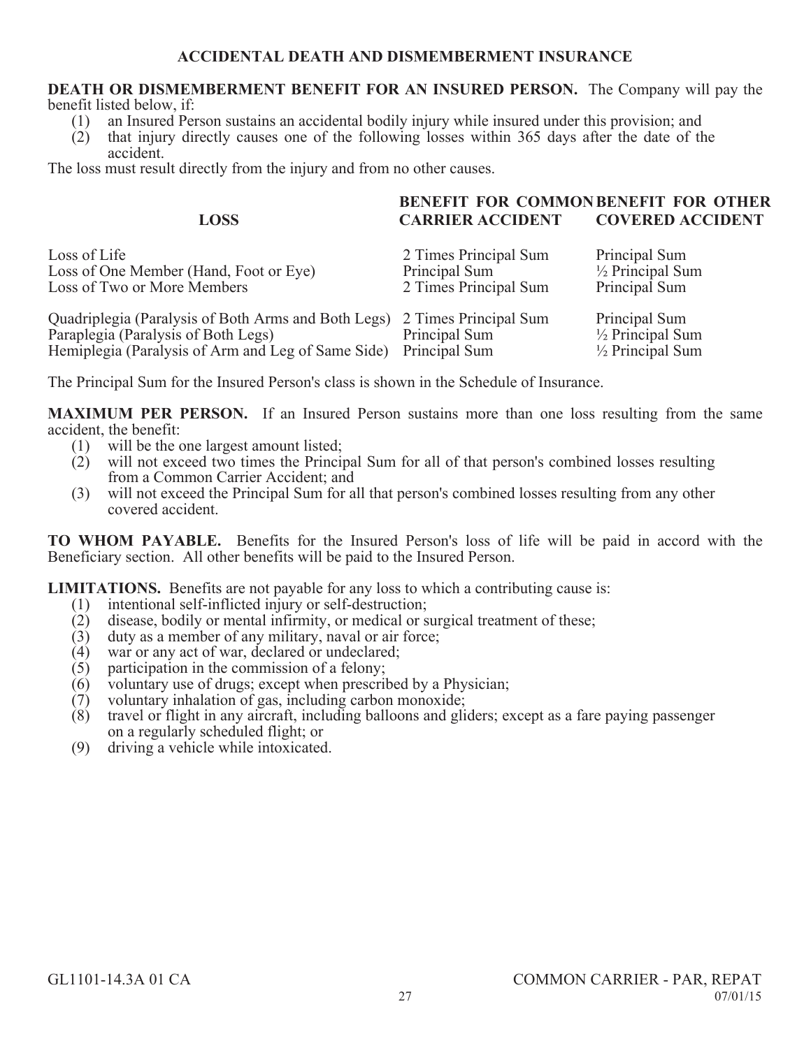# ACCIDENTAL DEATH AND DISMEMBERMENT INSURANCE

**DEATH OR DISMEMBERMENT BENEFIT FOR AN INSURED PERSON.** The Company will pay the benefit listed below, if:

(1) an Insured Person sustains an accidental bodily injury while insured under this provision; and
(2) that injury directly causes one of the following losses within 365 days after the date of the accident.

The loss must result directly from the injury and from no other causes.

| LOSS | BENEFIT FOR COMMON CARRIER ACCIDENT | BENEFIT FOR OTHER COVERED ACCIDENT |
|---|---|---|
| Loss of Life | 2 Times Principal Sum | Principal Sum |
| Loss of One Member (Hand, Foot or Eye) | Principal Sum | ½ Principal Sum |
| Loss of Two or More Members | 2 Times Principal Sum | Principal Sum |
| Quadriplegia (Paralysis of Both Arms and Both Legs) | 2 Times Principal Sum | Principal Sum |
| Paraplegia (Paralysis of Both Legs) | Principal Sum | ½ Principal Sum |
| Hemiplegia (Paralysis of Arm and Leg of Same Side) | Principal Sum | ½ Principal Sum |

The Principal Sum for the Insured Person's class is shown in the Schedule of Insurance.

**MAXIMUM PER PERSON.** If an Insured Person sustains more than one loss resulting from the same accident, the benefit:

(1) will be the one largest amount listed;
(2) will not exceed two times the Principal Sum for all of that person's combined losses resulting from a Common Carrier Accident; and
(3) will not exceed the Principal Sum for all that person's combined losses resulting from any other covered accident.

**TO WHOM PAYABLE.** Benefits for the Insured Person's loss of life will be paid in accord with the Beneficiary section. All other benefits will be paid to the Insured Person.

**LIMITATIONS.** Benefits are not payable for any loss to which a contributing cause is:

(1) intentional self-inflicted injury or self-destruction;
(2) disease, bodily or mental infirmity, or medical or surgical treatment of these;
(3) duty as a member of any military, naval or air force;
(4) war or any act of war, declared or undeclared;
(5) participation in the commission of a felony;
(6) voluntary use of drugs; except when prescribed by a Physician;
(7) voluntary inhalation of gas, including carbon monoxide;
(8) travel or flight in any aircraft, including balloons and gliders; except as a fare paying passenger on a regularly scheduled flight; or
(9) driving a vehicle while intoxicated.

GL1101-14.3A 01 CA

COMMON CARRIER - PAR, REPAT
07/01/15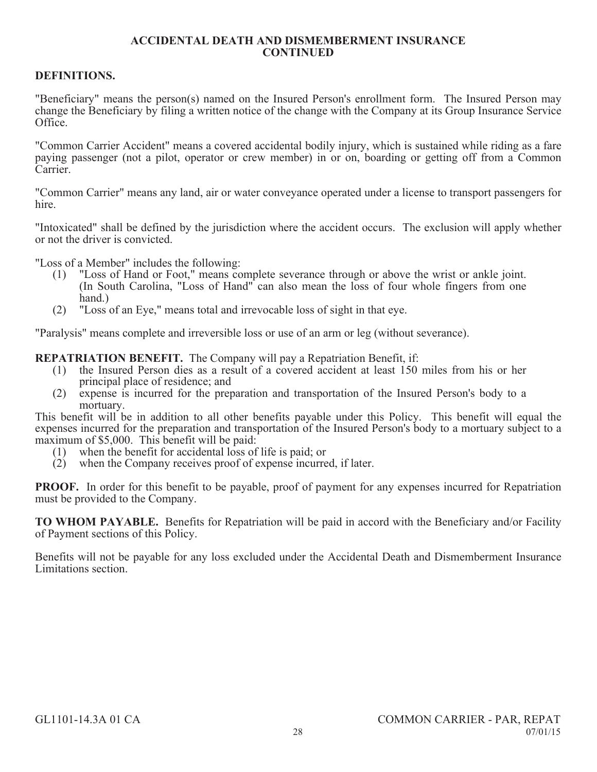## ACCIDENTAL DEATH AND DISMEMBERMENT INSURANCE CONTINUED

**DEFINITIONS.**

"Beneficiary" means the person(s) named on the Insured Person's enrollment form. The Insured Person may change the Beneficiary by filing a written notice of the change with the Company at its Group Insurance Service Office.

"Common Carrier Accident" means a covered accidental bodily injury, which is sustained while riding as a fare paying passenger (not a pilot, operator or crew member) in or on, boarding or getting off from a Common Carrier.

"Common Carrier" means any land, air or water conveyance operated under a license to transport passengers for hire.

"Intoxicated" shall be defined by the jurisdiction where the accident occurs. The exclusion will apply whether or not the driver is convicted.

"Loss of a Member" includes the following:

(1) "Loss of Hand or Foot," means complete severance through or above the wrist or ankle joint. (In South Carolina, "Loss of Hand" can also mean the loss of four whole fingers from one hand.)
(2) "Loss of an Eye," means total and irrevocable loss of sight in that eye.

"Paralysis" means complete and irreversible loss or use of an arm or leg (without severance).

**REPATRIATION BENEFIT.** The Company will pay a Repatriation Benefit, if:

(1) the Insured Person dies as a result of a covered accident at least 150 miles from his or her principal place of residence; and
(2) expense is incurred for the preparation and transportation of the Insured Person's body to a mortuary.

This benefit will be in addition to all other benefits payable under this Policy. This benefit will equal the expenses incurred for the preparation and transportation of the Insured Person's body to a mortuary subject to a maximum of $5,000. This benefit will be paid:

(1) when the benefit for accidental loss of life is paid; or
(2) when the Company receives proof of expense incurred, if later.

**PROOF.** In order for this benefit to be payable, proof of payment for any expenses incurred for Repatriation must be provided to the Company.

**TO WHOM PAYABLE.** Benefits for Repatriation will be paid in accord with the Beneficiary and/or Facility of Payment sections of this Policy.

Benefits will not be payable for any loss excluded under the Accidental Death and Dismemberment Insurance Limitations section.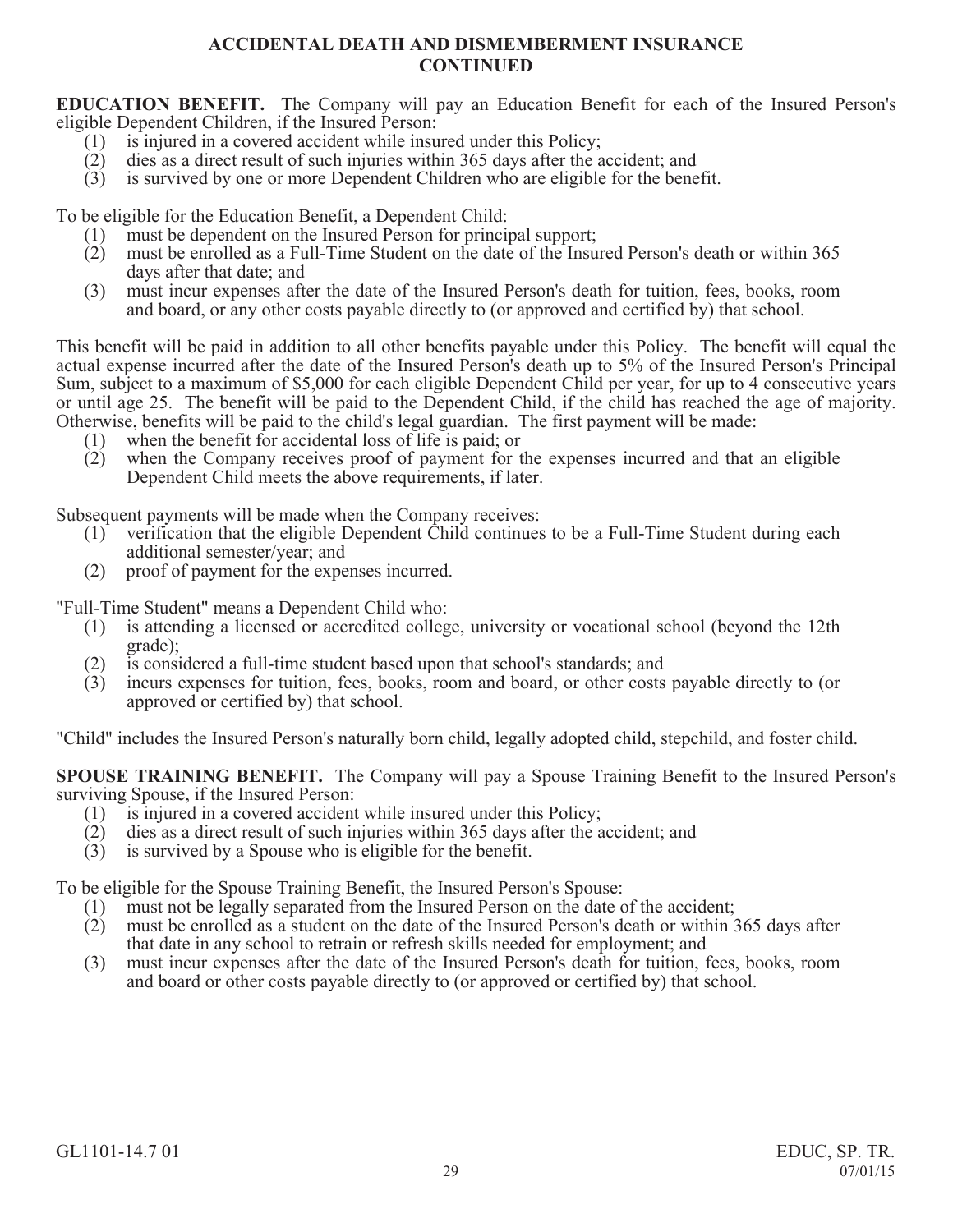## ACCIDENTAL DEATH AND DISMEMBERMENT INSURANCE CONTINUED

**EDUCATION BENEFIT.** The Company will pay an Education Benefit for each of the Insured Person's eligible Dependent Children, if the Insured Person:

(1) is injured in a covered accident while insured under this Policy;
(2) dies as a direct result of such injuries within 365 days after the accident; and
(3) is survived by one or more Dependent Children who are eligible for the benefit.

To be eligible for the Education Benefit, a Dependent Child:

(1) must be dependent on the Insured Person for principal support;
(2) must be enrolled as a Full-Time Student on the date of the Insured Person's death or within 365 days after that date; and
(3) must incur expenses after the date of the Insured Person's death for tuition, fees, books, room and board, or any other costs payable directly to (or approved and certified by) that school.

This benefit will be paid in addition to all other benefits payable under this Policy. The benefit will equal the actual expense incurred after the date of the Insured Person's death up to 5% of the Insured Person's Principal Sum, subject to a maximum of $5,000 for each eligible Dependent Child per year, for up to 4 consecutive years or until age 25. The benefit will be paid to the Dependent Child, if the child has reached the age of majority. Otherwise, benefits will be paid to the child's legal guardian. The first payment will be made:

(1) when the benefit for accidental loss of life is paid; or
(2) when the Company receives proof of payment for the expenses incurred and that an eligible Dependent Child meets the above requirements, if later.

Subsequent payments will be made when the Company receives:

(1) verification that the eligible Dependent Child continues to be a Full-Time Student during each additional semester/year; and
(2) proof of payment for the expenses incurred.

"Full-Time Student" means a Dependent Child who:

(1) is attending a licensed or accredited college, university or vocational school (beyond the 12th grade);
(2) is considered a full-time student based upon that school's standards; and
(3) incurs expenses for tuition, fees, books, room and board, or other costs payable directly to (or approved or certified by) that school.

"Child" includes the Insured Person's naturally born child, legally adopted child, stepchild, and foster child.

**SPOUSE TRAINING BENEFIT.** The Company will pay a Spouse Training Benefit to the Insured Person's surviving Spouse, if the Insured Person:

(1) is injured in a covered accident while insured under this Policy;
(2) dies as a direct result of such injuries within 365 days after the accident; and
(3) is survived by a Spouse who is eligible for the benefit.

To be eligible for the Spouse Training Benefit, the Insured Person's Spouse:

(1) must not be legally separated from the Insured Person on the date of the accident;
(2) must be enrolled as a student on the date of the Insured Person's death or within 365 days after that date in any school to retrain or refresh skills needed for employment; and
(3) must incur expenses after the date of the Insured Person's death for tuition, fees, books, room and board or other costs payable directly to (or approved or certified by) that school.

GL1101-14.7 01 EDUC, SP. TR. 07/01/15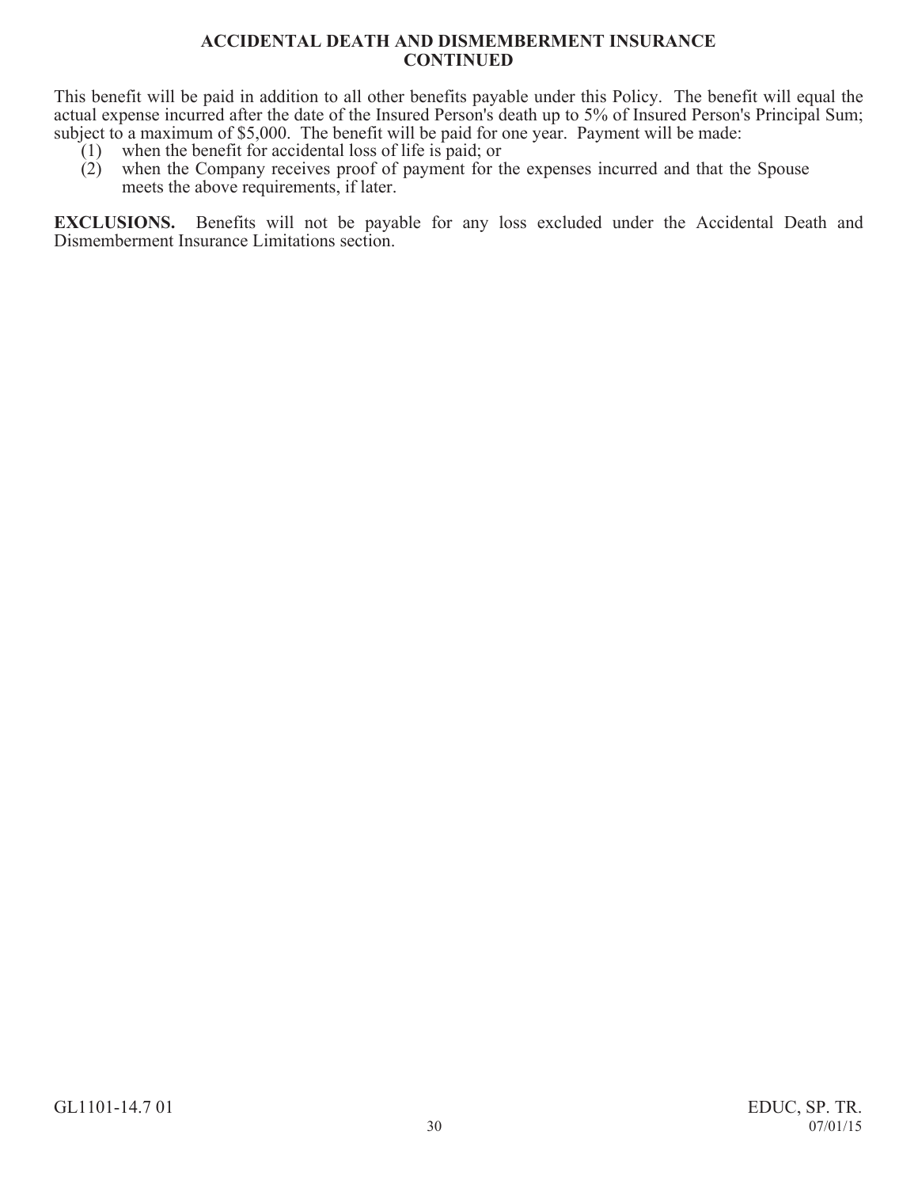## ACCIDENTAL DEATH AND DISMEMBERMENT INSURANCE CONTINUED

This benefit will be paid in addition to all other benefits payable under this Policy. The benefit will equal the actual expense incurred after the date of the Insured Person's death up to 5% of Insured Person's Principal Sum; subject to a maximum of $5,000. The benefit will be paid for one year. Payment will be made:

(1) when the benefit for accidental loss of life is paid; or
(2) when the Company receives proof of payment for the expenses incurred and that the Spouse meets the above requirements, if later.

**EXCLUSIONS.** Benefits will not be payable for any loss excluded under the Accidental Death and Dismemberment Insurance Limitations section.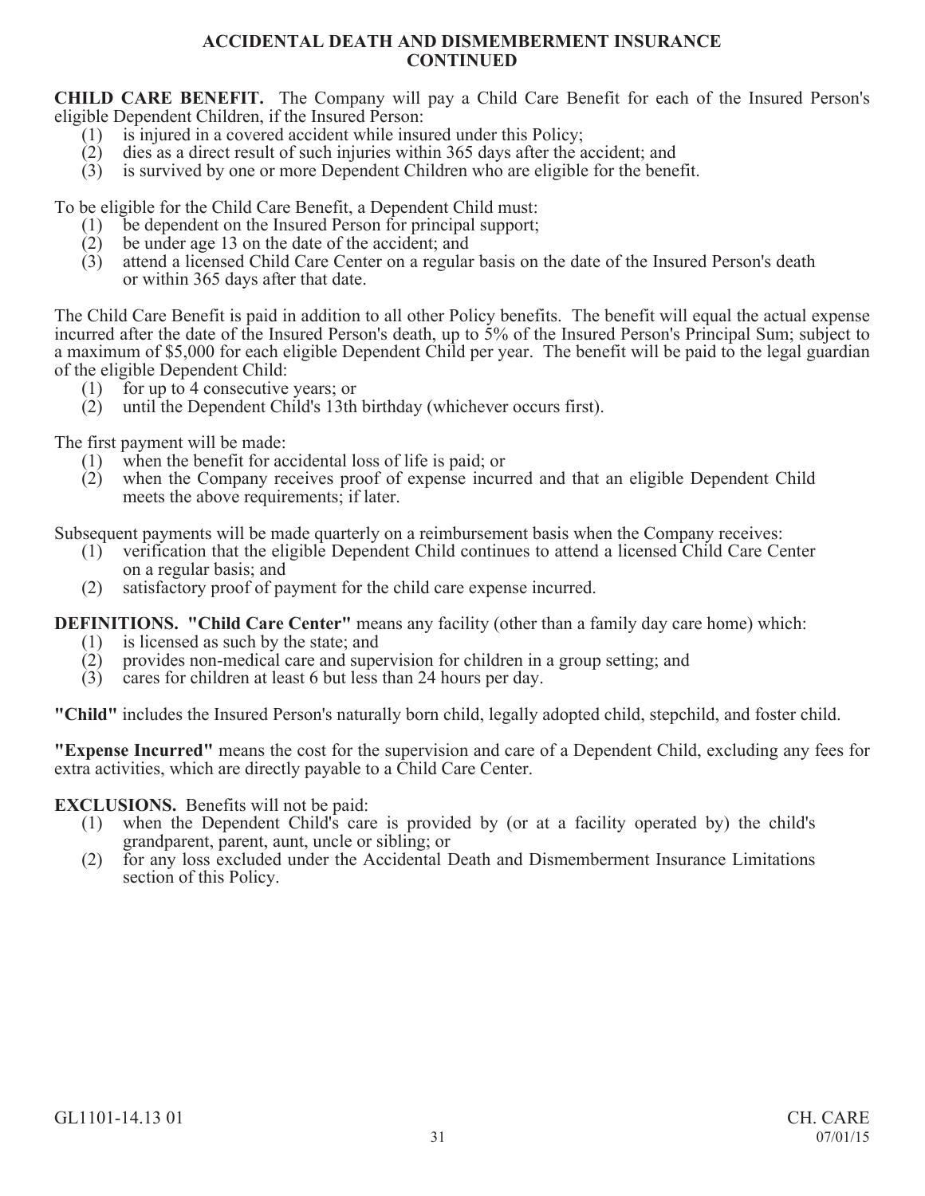## ACCIDENTAL DEATH AND DISMEMBERMENT INSURANCE CONTINUED

**CHILD CARE BENEFIT.** The Company will pay a Child Care Benefit for each of the Insured Person's eligible Dependent Children, if the Insured Person:

1. is injured in a covered accident while insured under this Policy;
2. dies as a direct result of such injuries within 365 days after the accident; and
3. is survived by one or more Dependent Children who are eligible for the benefit.

To be eligible for the Child Care Benefit, a Dependent Child must:

1. be dependent on the Insured Person for principal support;
2. be under age 13 on the date of the accident; and
3. attend a licensed Child Care Center on a regular basis on the date of the Insured Person's death or within 365 days after that date.

The Child Care Benefit is paid in addition to all other Policy benefits. The benefit will equal the actual expense incurred after the date of the Insured Person's death, up to 5% of the Insured Person's Principal Sum; subject to a maximum of $5,000 for each eligible Dependent Child per year. The benefit will be paid to the legal guardian of the eligible Dependent Child:

1. for up to 4 consecutive years; or
2. until the Dependent Child's 13th birthday (whichever occurs first).

The first payment will be made:

1. when the benefit for accidental loss of life is paid; or
2. when the Company receives proof of expense incurred and that an eligible Dependent Child meets the above requirements; if later.

Subsequent payments will be made quarterly on a reimbursement basis when the Company receives:

1. verification that the eligible Dependent Child continues to attend a licensed Child Care Center on a regular basis; and
2. satisfactory proof of payment for the child care expense incurred.

**DEFINITIONS. "Child Care Center"** means any facility (other than a family day care home) which:

1. is licensed as such by the state; and
2. provides non-medical care and supervision for children in a group setting; and
3. cares for children at least 6 but less than 24 hours per day.

**"Child"** includes the Insured Person's naturally born child, legally adopted child, stepchild, and foster child.

**"Expense Incurred"** means the cost for the supervision and care of a Dependent Child, excluding any fees for extra activities, which are directly payable to a Child Care Center.

**EXCLUSIONS.** Benefits will not be paid:

1. when the Dependent Child's care is provided by (or at a facility operated by) the child's grandparent, parent, aunt, uncle or sibling; or
2. for any loss excluded under the Accidental Death and Dismemberment Insurance Limitations section of this Policy.

GL1101-14.13 01 CH. CARE 07/01/15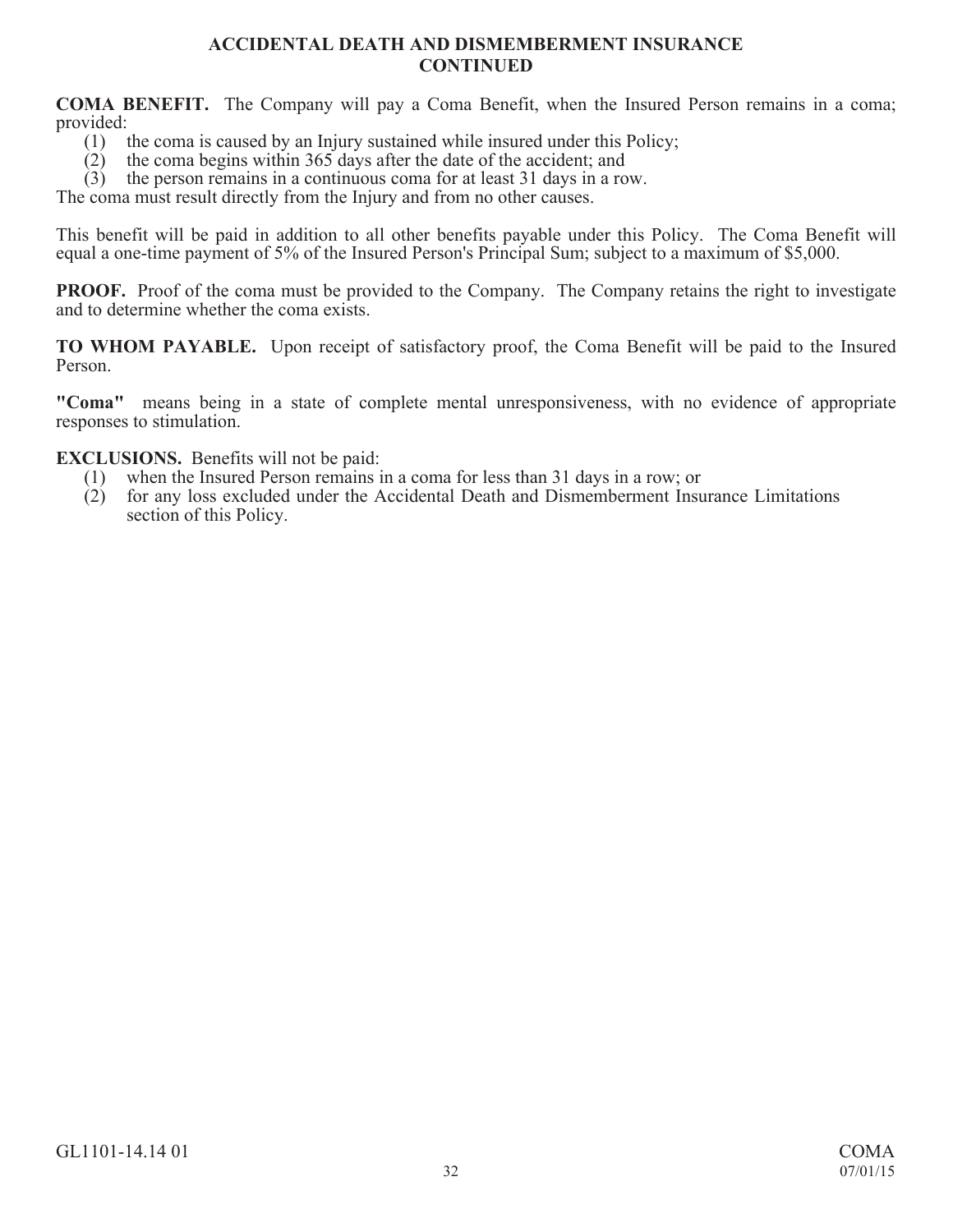## ACCIDENTAL DEATH AND DISMEMBERMENT INSURANCE CONTINUED

**COMA BENEFIT.** The Company will pay a Coma Benefit, when the Insured Person remains in a coma; provided:

(1) the coma is caused by an Injury sustained while insured under this Policy;
(2) the coma begins within 365 days after the date of the accident; and
(3) the person remains in a continuous coma for at least 31 days in a row.

The coma must result directly from the Injury and from no other causes.

This benefit will be paid in addition to all other benefits payable under this Policy. The Coma Benefit will equal a one-time payment of 5% of the Insured Person's Principal Sum; subject to a maximum of $5,000.

**PROOF.** Proof of the coma must be provided to the Company. The Company retains the right to investigate and to determine whether the coma exists.

**TO WHOM PAYABLE.** Upon receipt of satisfactory proof, the Coma Benefit will be paid to the Insured Person.

**"Coma"** means being in a state of complete mental unresponsiveness, with no evidence of appropriate responses to stimulation.

**EXCLUSIONS.** Benefits will not be paid:

(1) when the Insured Person remains in a coma for less than 31 days in a row; or
(2) for any loss excluded under the Accidental Death and Dismemberment Insurance Limitations section of this Policy.

GL1101-14.14 01 COMA 07/01/15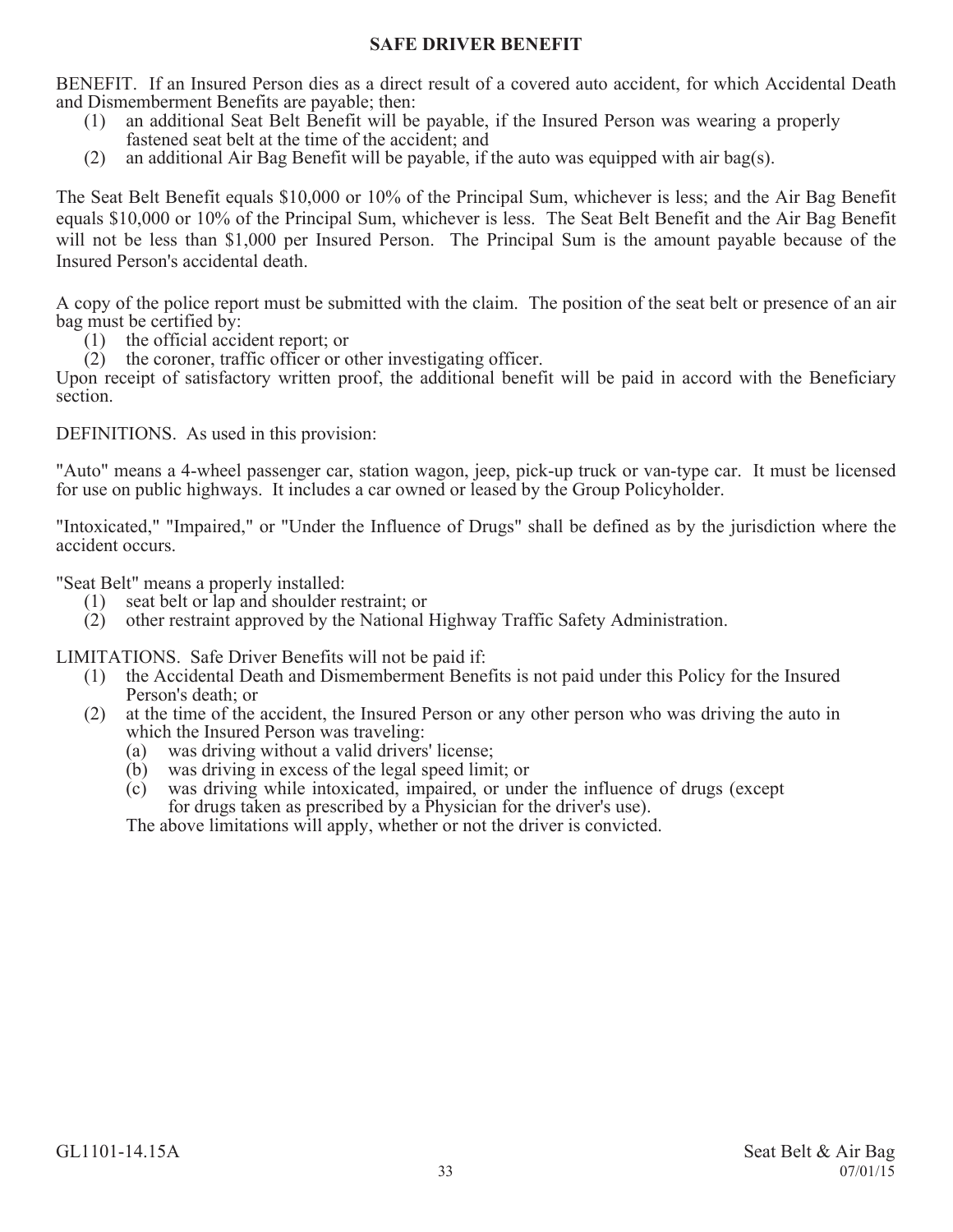## SAFE DRIVER BENEFIT

BENEFIT. If an Insured Person dies as a direct result of a covered auto accident, for which Accidental Death and Dismemberment Benefits are payable; then:

1. an additional Seat Belt Benefit will be payable, if the Insured Person was wearing a properly fastened seat belt at the time of the accident; and
2. an additional Air Bag Benefit will be payable, if the auto was equipped with air bag(s).

The Seat Belt Benefit equals $10,000 or 10% of the Principal Sum, whichever is less; and the Air Bag Benefit equals $10,000 or 10% of the Principal Sum, whichever is less. The Seat Belt Benefit and the Air Bag Benefit will not be less than $1,000 per Insured Person. The Principal Sum is the amount payable because of the Insured Person's accidental death.

A copy of the police report must be submitted with the claim. The position of the seat belt or presence of an air bag must be certified by:

1. the official accident report; or
2. the coroner, traffic officer or other investigating officer.

Upon receipt of satisfactory written proof, the additional benefit will be paid in accord with the Beneficiary section.

DEFINITIONS. As used in this provision:

"Auto" means a 4-wheel passenger car, station wagon, jeep, pick-up truck or van-type car. It must be licensed for use on public highways. It includes a car owned or leased by the Group Policyholder.

"Intoxicated," "Impaired," or "Under the Influence of Drugs" shall be defined as by the jurisdiction where the accident occurs.

"Seat Belt" means a properly installed:

1. seat belt or lap and shoulder restraint; or
2. other restraint approved by the National Highway Traffic Safety Administration.

LIMITATIONS. Safe Driver Benefits will not be paid if:

1. the Accidental Death and Dismemberment Benefits is not paid under this Policy for the Insured Person's death; or
2. at the time of the accident, the Insured Person or any other person who was driving the auto in which the Insured Person was traveling:
   - (a) was driving without a valid drivers' license;
   - (b) was driving in excess of the legal speed limit; or
   - (c) was driving while intoxicated, impaired, or under the influence of drugs (except for drugs taken as prescribed by a Physician for the driver's use).

   The above limitations will apply, whether or not the driver is convicted.

GL1101-14.15A Seat Belt & Air Bag 07/01/15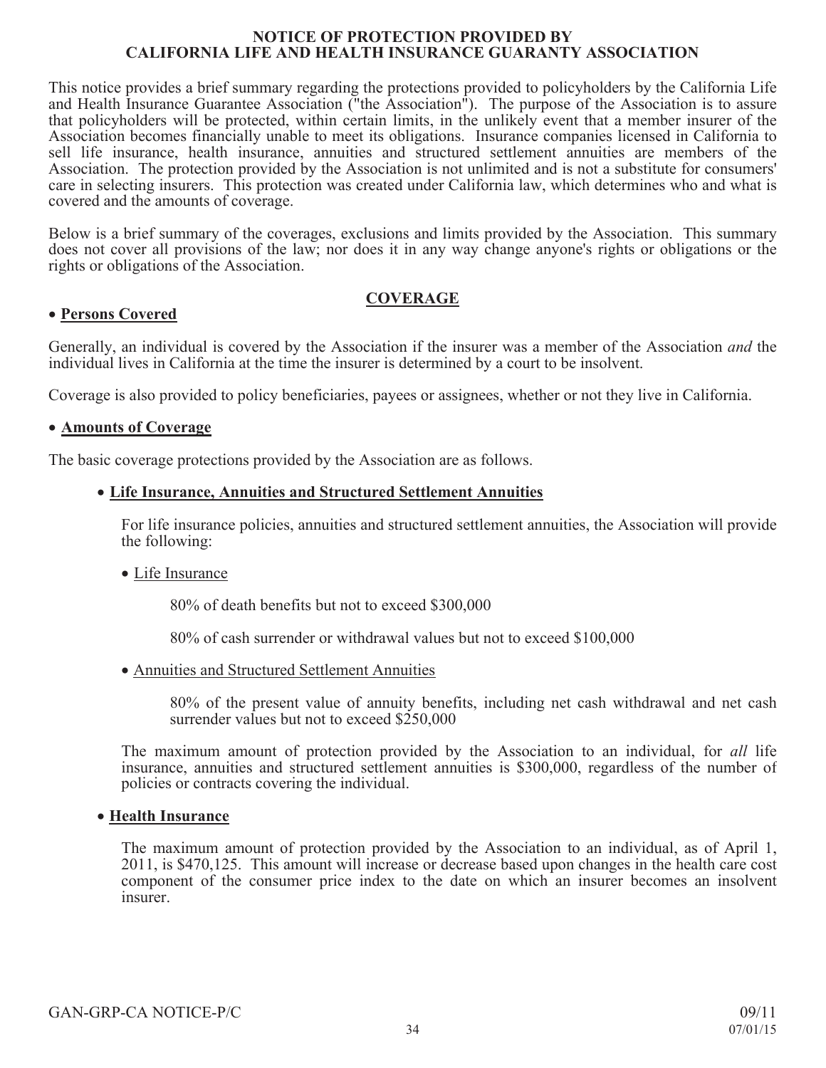# NOTICE OF PROTECTION PROVIDED BY CALIFORNIA LIFE AND HEALTH INSURANCE GUARANTY ASSOCIATION

This notice provides a brief summary regarding the protections provided to policyholders by the California Life and Health Insurance Guarantee Association ("the Association"). The purpose of the Association is to assure that policyholders will be protected, within certain limits, in the unlikely event that a member insurer of the Association becomes financially unable to meet its obligations. Insurance companies licensed in California to sell life insurance, health insurance, annuities and structured settlement annuities are members of the Association. The protection provided by the Association is not unlimited and is not a substitute for consumers' care in selecting insurers. This protection was created under California law, which determines who and what is covered and the amounts of coverage.

Below is a brief summary of the coverages, exclusions and limits provided by the Association. This summary does not cover all provisions of the law; nor does it in any way change anyone's rights or obligations or the rights or obligations of the Association.

## COVERAGE

- **Persons Covered**

Generally, an individual is covered by the Association if the insurer was a member of the Association *and* the individual lives in California at the time the insurer is determined by a court to be insolvent.

Coverage is also provided to policy beneficiaries, payees or assignees, whether or not they live in California.

- **Amounts of Coverage**

The basic coverage protections provided by the Association are as follows.

- **Life Insurance, Annuities and Structured Settlement Annuities**

  For life insurance policies, annuities and structured settlement annuities, the Association will provide the following:

  - Life Insurance

    80% of death benefits but not to exceed $300,000

    80% of cash surrender or withdrawal values but not to exceed $100,000

  - Annuities and Structured Settlement Annuities

    80% of the present value of annuity benefits, including net cash withdrawal and net cash surrender values but not to exceed $250,000

  The maximum amount of protection provided by the Association to an individual, for *all* life insurance, annuities and structured settlement annuities is $300,000, regardless of the number of policies or contracts covering the individual.

- **Health Insurance**

  The maximum amount of protection provided by the Association to an individual, as of April 1, 2011, is $470,125. This amount will increase or decrease based upon changes in the health care cost component of the consumer price index to the date on which an insurer becomes an insolvent insurer.

GAN-GRP-CA NOTICE-P/C 09/11
07/01/15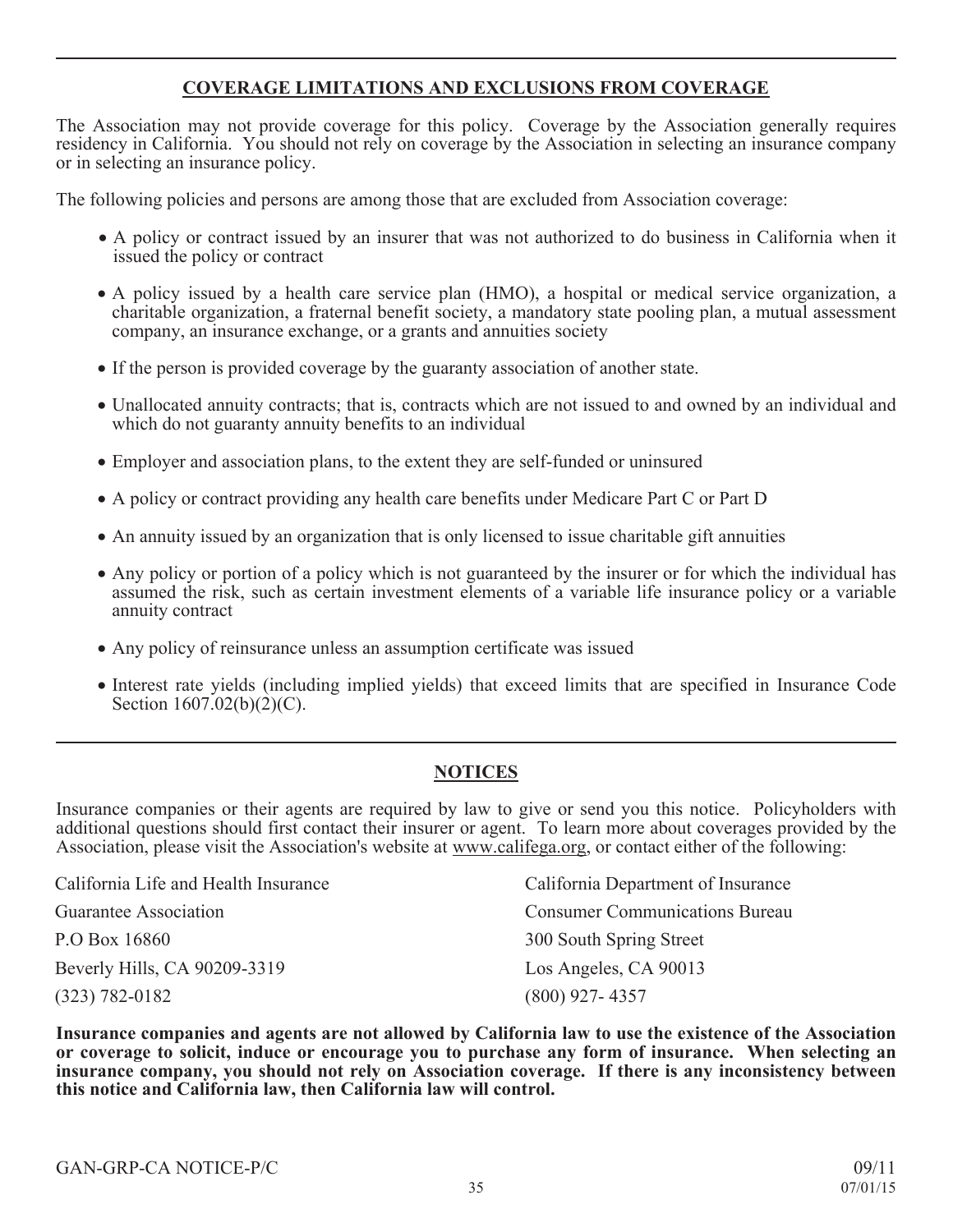## COVERAGE LIMITATIONS AND EXCLUSIONS FROM COVERAGE

The Association may not provide coverage for this policy. Coverage by the Association generally requires residency in California. You should not rely on coverage by the Association in selecting an insurance company or in selecting an insurance policy.

The following policies and persons are among those that are excluded from Association coverage:

- A policy or contract issued by an insurer that was not authorized to do business in California when it issued the policy or contract
- A policy issued by a health care service plan (HMO), a hospital or medical service organization, a charitable organization, a fraternal benefit society, a mandatory state pooling plan, a mutual assessment company, an insurance exchange, or a grants and annuities society
- If the person is provided coverage by the guaranty association of another state.
- Unallocated annuity contracts; that is, contracts which are not issued to and owned by an individual and which do not guaranty annuity benefits to an individual
- Employer and association plans, to the extent they are self-funded or uninsured
- A policy or contract providing any health care benefits under Medicare Part C or Part D
- An annuity issued by an organization that is only licensed to issue charitable gift annuities
- Any policy or portion of a policy which is not guaranteed by the insurer or for which the individual has assumed the risk, such as certain investment elements of a variable life insurance policy or a variable annuity contract
- Any policy of reinsurance unless an assumption certificate was issued
- Interest rate yields (including implied yields) that exceed limits that are specified in Insurance Code Section 1607.02(b)(2)(C).

## NOTICES

Insurance companies or their agents are required by law to give or send you this notice. Policyholders with additional questions should first contact their insurer or agent. To learn more about coverages provided by the Association, please visit the Association's website at www.califega.org, or contact either of the following:

California Life and Health Insurance
Guarantee Association
P.O Box 16860
Beverly Hills, CA 90209-3319
(323) 782-0182

California Department of Insurance
Consumer Communications Bureau
300 South Spring Street
Los Angeles, CA 90013
(800) 927- 4357

**Insurance companies and agents are not allowed by California law to use the existence of the Association or coverage to solicit, induce or encourage you to purchase any form of insurance. When selecting an insurance company, you should not rely on Association coverage. If there is any inconsistency between this notice and California law, then California law will control.**

GAN-GRP-CA NOTICE-P/C 09/11

07/01/15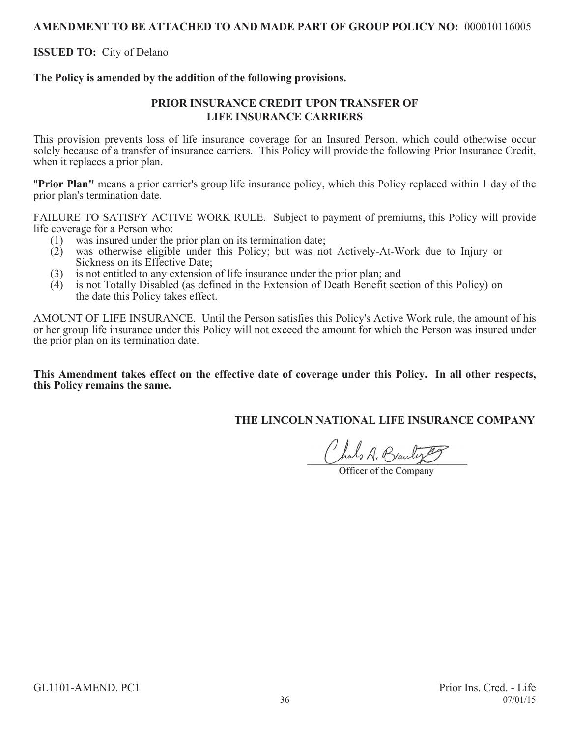**AMENDMENT TO BE ATTACHED TO AND MADE PART OF GROUP POLICY NO:** 000010116005

**ISSUED TO:** City of Delano

**The Policy is amended by the addition of the following provisions.**

## PRIOR INSURANCE CREDIT UPON TRANSFER OF LIFE INSURANCE CARRIERS

This provision prevents loss of life insurance coverage for an Insured Person, which could otherwise occur solely because of a transfer of insurance carriers. This Policy will provide the following Prior Insurance Credit, when it replaces a prior plan.

"**Prior Plan"** means a prior carrier's group life insurance policy, which this Policy replaced within 1 day of the prior plan's termination date.

FAILURE TO SATISFY ACTIVE WORK RULE. Subject to payment of premiums, this Policy will provide life coverage for a Person who:

(1) was insured under the prior plan on its termination date;
(2) was otherwise eligible under this Policy; but was not Actively-At-Work due to Injury or Sickness on its Effective Date;
(3) is not entitled to any extension of life insurance under the prior plan; and
(4) is not Totally Disabled (as defined in the Extension of Death Benefit section of this Policy) on the date this Policy takes effect.

AMOUNT OF LIFE INSURANCE. Until the Person satisfies this Policy's Active Work rule, the amount of his or her group life insurance under this Policy will not exceed the amount for which the Person was insured under the prior plan on its termination date.

**This Amendment takes effect on the effective date of coverage under this Policy. In all other respects, this Policy remains the same.**

**THE LINCOLN NATIONAL LIFE INSURANCE COMPANY**

Officer of the Company

GL1101-AMEND. PC1

Prior Ins. Cred. - Life
07/01/15